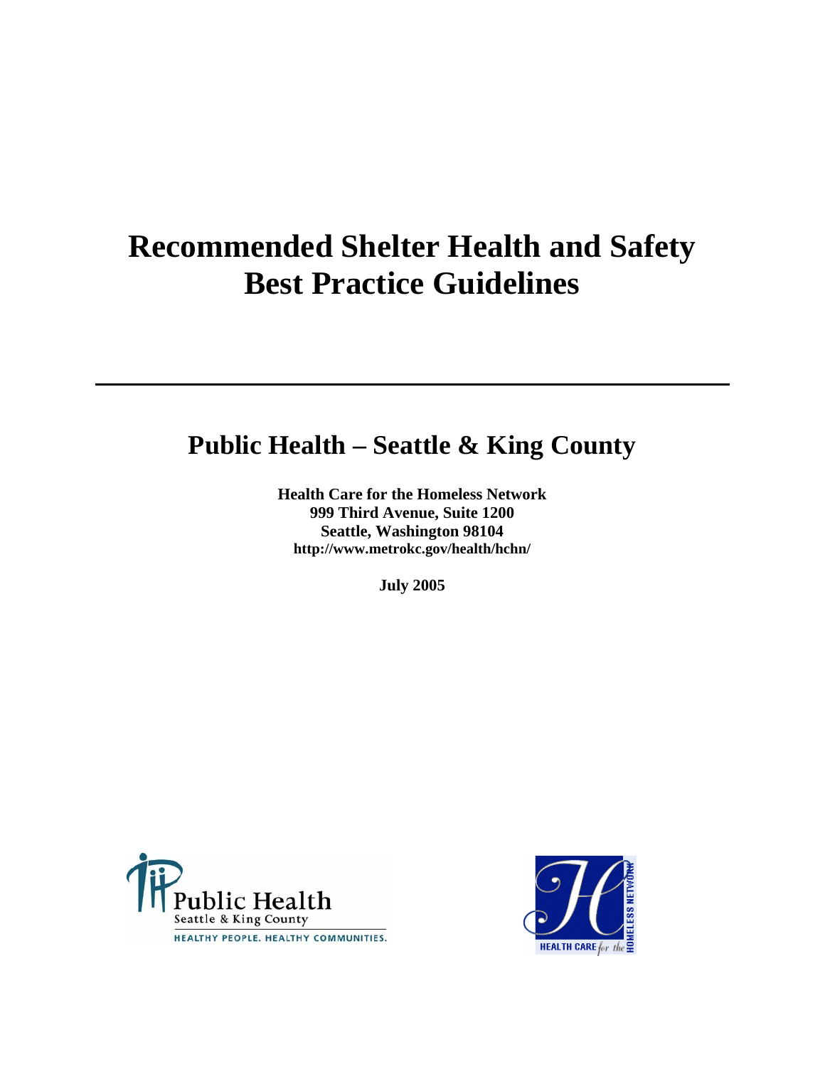# Recommended Shelter Health and Safety Best Practice Guidelines

## Public Health – Seattle & King County

**Health Care for the Homeless Network**
**999 Third Avenue, Suite 1200**
**Seattle, Washington 98104**
**http://www.metrokc.gov/health/hchn/**

**July 2005**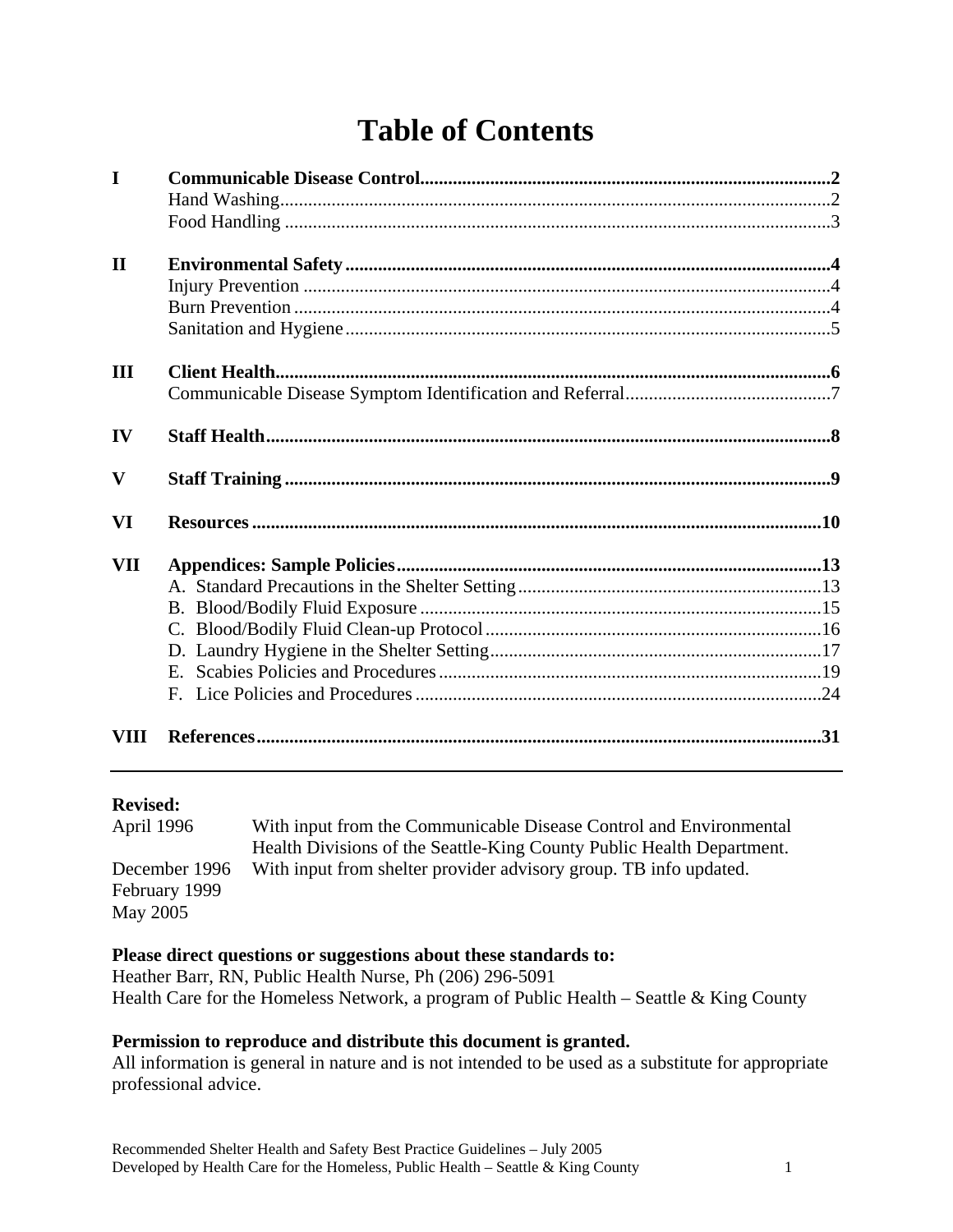# Table of Contents

| | | |
|---|---|---|
| **I** | **Communicable Disease Control** | **2** |
| | Hand Washing | 2 |
| | Food Handling | 3 |
| **II** | **Environmental Safety** | **4** |
| | Injury Prevention | 4 |
| | Burn Prevention | 4 |
| | Sanitation and Hygiene | 5 |
| **III** | **Client Health** | **6** |
| | Communicable Disease Symptom Identification and Referral | 7 |
| **IV** | **Staff Health** | **8** |
| **V** | **Staff Training** | **9** |
| **VI** | **Resources** | **10** |
| **VII** | **Appendices: Sample Policies** | **13** |
| | A. Standard Precautions in the Shelter Setting | 13 |
| | B. Blood/Bodily Fluid Exposure | 15 |
| | C. Blood/Bodily Fluid Clean-up Protocol | 16 |
| | D. Laundry Hygiene in the Shelter Setting | 17 |
| | E. Scabies Policies and Procedures | 19 |
| | F. Lice Policies and Procedures | 24 |
| **VIII** | **References** | **31** |

---

**Revised:**

| | |
|---|---|
| April 1996 | With input from the Communicable Disease Control and Environmental Health Divisions of the Seattle-King County Public Health Department. |
| December 1996 | With input from shelter provider advisory group. TB info updated. |
| February 1999 | |
| May 2005 | |

**Please direct questions or suggestions about these standards to:**
Heather Barr, RN, Public Health Nurse, Ph (206) 296-5091
Health Care for the Homeless Network, a program of Public Health – Seattle & King County

**Permission to reproduce and distribute this document is granted.**
All information is general in nature and is not intended to be used as a substitute for appropriate professional advice.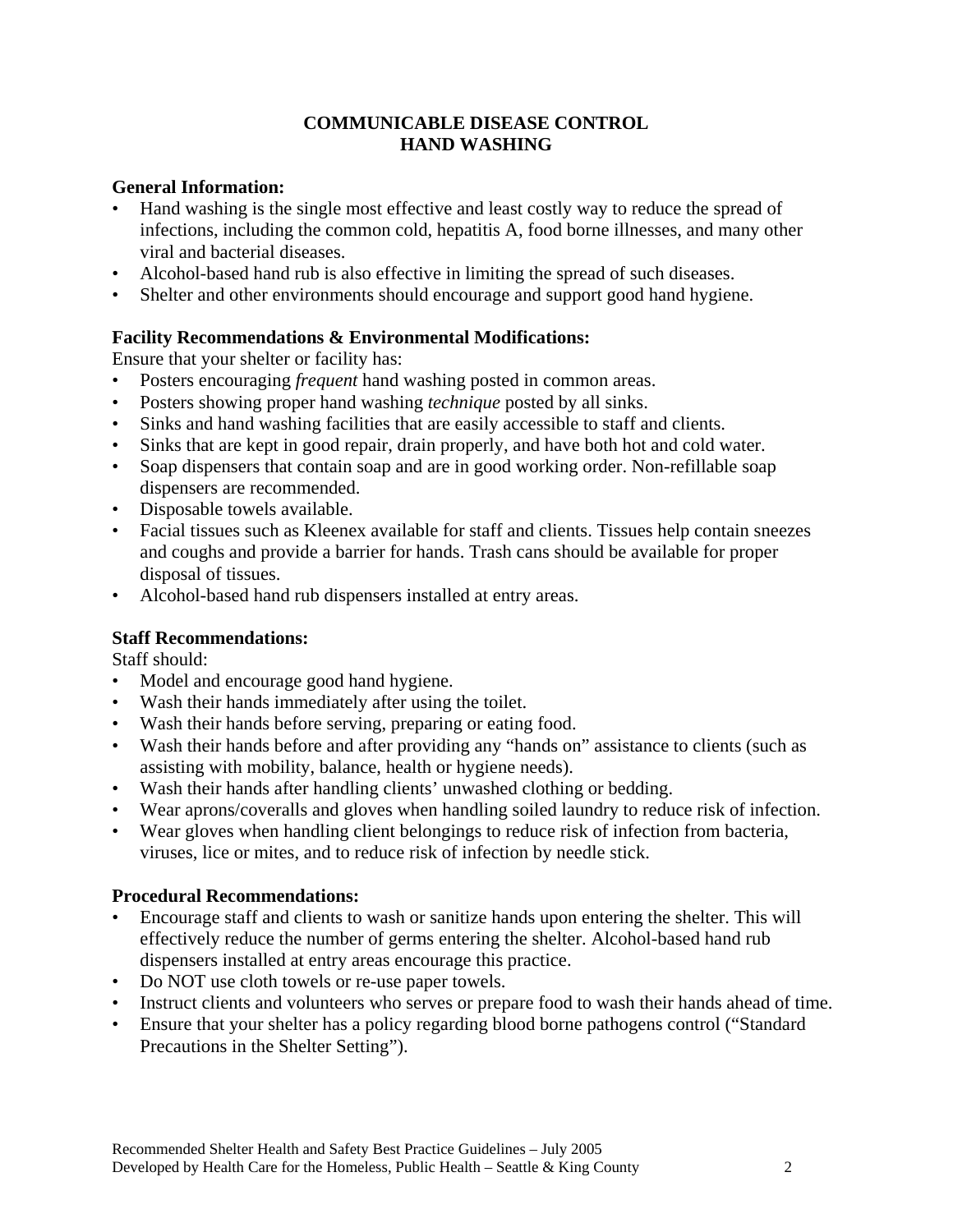# COMMUNICABLE DISEASE CONTROL
# HAND WASHING

**General Information:**

- Hand washing is the single most effective and least costly way to reduce the spread of infections, including the common cold, hepatitis A, food borne illnesses, and many other viral and bacterial diseases.
- Alcohol-based hand rub is also effective in limiting the spread of such diseases.
- Shelter and other environments should encourage and support good hand hygiene.

**Facility Recommendations & Environmental Modifications:**

Ensure that your shelter or facility has:

- Posters encouraging *frequent* hand washing posted in common areas.
- Posters showing proper hand washing *technique* posted by all sinks.
- Sinks and hand washing facilities that are easily accessible to staff and clients.
- Sinks that are kept in good repair, drain properly, and have both hot and cold water.
- Soap dispensers that contain soap and are in good working order. Non-refillable soap dispensers are recommended.
- Disposable towels available.
- Facial tissues such as Kleenex available for staff and clients. Tissues help contain sneezes and coughs and provide a barrier for hands. Trash cans should be available for proper disposal of tissues.
- Alcohol-based hand rub dispensers installed at entry areas.

**Staff Recommendations:**

Staff should:

- Model and encourage good hand hygiene.
- Wash their hands immediately after using the toilet.
- Wash their hands before serving, preparing or eating food.
- Wash their hands before and after providing any "hands on" assistance to clients (such as assisting with mobility, balance, health or hygiene needs).
- Wash their hands after handling clients' unwashed clothing or bedding.
- Wear aprons/coveralls and gloves when handling soiled laundry to reduce risk of infection.
- Wear gloves when handling client belongings to reduce risk of infection from bacteria, viruses, lice or mites, and to reduce risk of infection by needle stick.

**Procedural Recommendations:**

- Encourage staff and clients to wash or sanitize hands upon entering the shelter. This will effectively reduce the number of germs entering the shelter. Alcohol-based hand rub dispensers installed at entry areas encourage this practice.
- Do NOT use cloth towels or re-use paper towels.
- Instruct clients and volunteers who serves or prepare food to wash their hands ahead of time.
- Ensure that your shelter has a policy regarding blood borne pathogens control ("Standard Precautions in the Shelter Setting").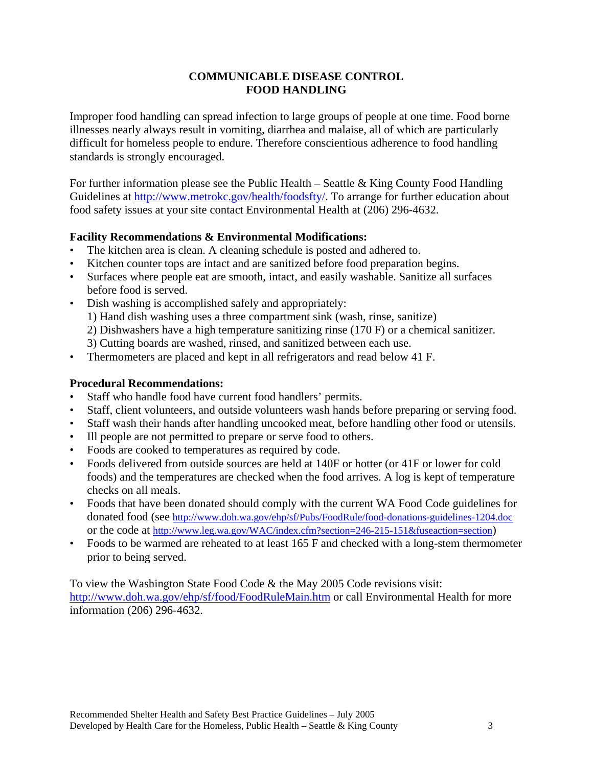# COMMUNICABLE DISEASE CONTROL
# FOOD HANDLING

Improper food handling can spread infection to large groups of people at one time. Food borne illnesses nearly always result in vomiting, diarrhea and malaise, all of which are particularly difficult for homeless people to endure. Therefore conscientious adherence to food handling standards is strongly encouraged.

For further information please see the Public Health – Seattle & King County Food Handling Guidelines at http://www.metrokc.gov/health/foodsfty/. To arrange for further education about food safety issues at your site contact Environmental Health at (206) 296-4632.

**Facility Recommendations & Environmental Modifications:**

- The kitchen area is clean. A cleaning schedule is posted and adhered to.
- Kitchen counter tops are intact and are sanitized before food preparation begins.
- Surfaces where people eat are smooth, intact, and easily washable. Sanitize all surfaces before food is served.
- Dish washing is accomplished safely and appropriately:
  1) Hand dish washing uses a three compartment sink (wash, rinse, sanitize)
  2) Dishwashers have a high temperature sanitizing rinse (170 F) or a chemical sanitizer.
  3) Cutting boards are washed, rinsed, and sanitized between each use.
- Thermometers are placed and kept in all refrigerators and read below 41 F.

**Procedural Recommendations:**

- Staff who handle food have current food handlers' permits.
- Staff, client volunteers, and outside volunteers wash hands before preparing or serving food.
- Staff wash their hands after handling uncooked meat, before handling other food or utensils.
- Ill people are not permitted to prepare or serve food to others.
- Foods are cooked to temperatures as required by code.
- Foods delivered from outside sources are held at 140F or hotter (or 41F or lower for cold foods) and the temperatures are checked when the food arrives. A log is kept of temperature checks on all meals.
- Foods that have been donated should comply with the current WA Food Code guidelines for donated food (see http://www.doh.wa.gov/ehp/sf/Pubs/FoodRule/food-donations-guidelines-1204.doc or the code at http://www.leg.wa.gov/WAC/index.cfm?section=246-215-151&fuseaction=section)
- Foods to be warmed are reheated to at least 165 F and checked with a long-stem thermometer prior to being served.

To view the Washington State Food Code & the May 2005 Code revisions visit: http://www.doh.wa.gov/ehp/sf/food/FoodRuleMain.htm or call Environmental Health for more information (206) 296-4632.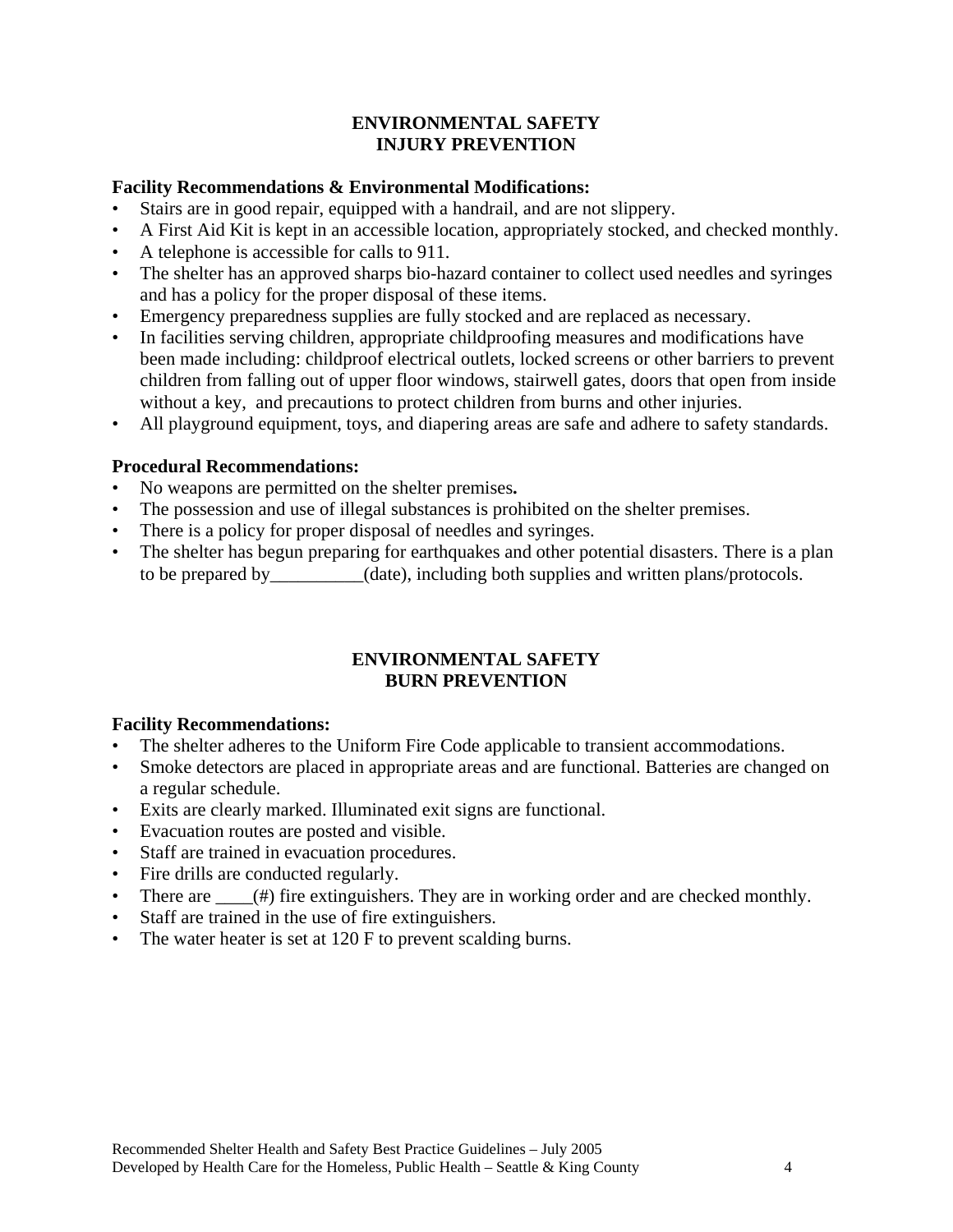## ENVIRONMENTAL SAFETY
## INJURY PREVENTION

**Facility Recommendations & Environmental Modifications:**

- Stairs are in good repair, equipped with a handrail, and are not slippery.
- A First Aid Kit is kept in an accessible location, appropriately stocked, and checked monthly.
- A telephone is accessible for calls to 911.
- The shelter has an approved sharps bio-hazard container to collect used needles and syringes and has a policy for the proper disposal of these items.
- Emergency preparedness supplies are fully stocked and are replaced as necessary.
- In facilities serving children, appropriate childproofing measures and modifications have been made including: childproof electrical outlets, locked screens or other barriers to prevent children from falling out of upper floor windows, stairwell gates, doors that open from inside without a key, and precautions to protect children from burns and other injuries.
- All playground equipment, toys, and diapering areas are safe and adhere to safety standards.

**Procedural Recommendations:**

- No weapons are permitted on the shelter premises**.**
- The possession and use of illegal substances is prohibited on the shelter premises.
- There is a policy for proper disposal of needles and syringes.
- The shelter has begun preparing for earthquakes and other potential disasters. There is a plan to be prepared by__________(date), including both supplies and written plans/protocols.

## ENVIRONMENTAL SAFETY
## BURN PREVENTION

**Facility Recommendations:**

- The shelter adheres to the Uniform Fire Code applicable to transient accommodations.
- Smoke detectors are placed in appropriate areas and are functional. Batteries are changed on a regular schedule.
- Exits are clearly marked. Illuminated exit signs are functional.
- Evacuation routes are posted and visible.
- Staff are trained in evacuation procedures.
- Fire drills are conducted regularly.
- There are ____(#) fire extinguishers. They are in working order and are checked monthly.
- Staff are trained in the use of fire extinguishers.
- The water heater is set at 120 F to prevent scalding burns.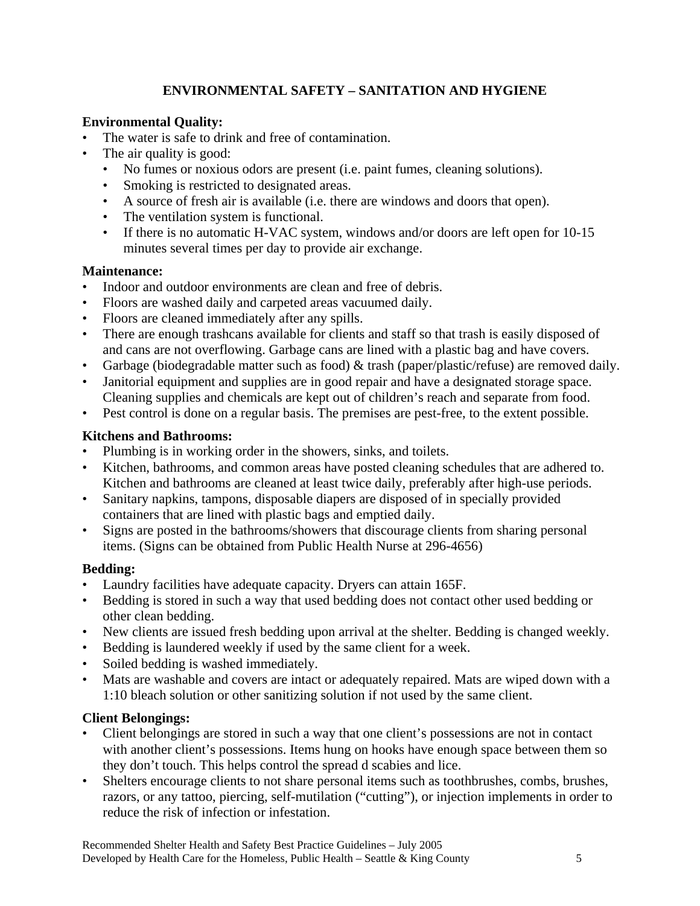## ENVIRONMENTAL SAFETY – SANITATION AND HYGIENE

**Environmental Quality:**

- The water is safe to drink and free of contamination.
- The air quality is good:
  - No fumes or noxious odors are present (i.e. paint fumes, cleaning solutions).
  - Smoking is restricted to designated areas.
  - A source of fresh air is available (i.e. there are windows and doors that open).
  - The ventilation system is functional.
  - If there is no automatic H-VAC system, windows and/or doors are left open for 10-15 minutes several times per day to provide air exchange.

**Maintenance:**

- Indoor and outdoor environments are clean and free of debris.
- Floors are washed daily and carpeted areas vacuumed daily.
- Floors are cleaned immediately after any spills.
- There are enough trashcans available for clients and staff so that trash is easily disposed of and cans are not overflowing. Garbage cans are lined with a plastic bag and have covers.
- Garbage (biodegradable matter such as food) & trash (paper/plastic/refuse) are removed daily.
- Janitorial equipment and supplies are in good repair and have a designated storage space. Cleaning supplies and chemicals are kept out of children's reach and separate from food.
- Pest control is done on a regular basis. The premises are pest-free, to the extent possible.

**Kitchens and Bathrooms:**

- Plumbing is in working order in the showers, sinks, and toilets.
- Kitchen, bathrooms, and common areas have posted cleaning schedules that are adhered to. Kitchen and bathrooms are cleaned at least twice daily, preferably after high-use periods.
- Sanitary napkins, tampons, disposable diapers are disposed of in specially provided containers that are lined with plastic bags and emptied daily.
- Signs are posted in the bathrooms/showers that discourage clients from sharing personal items. (Signs can be obtained from Public Health Nurse at 296-4656)

**Bedding:**

- Laundry facilities have adequate capacity. Dryers can attain 165F.
- Bedding is stored in such a way that used bedding does not contact other used bedding or other clean bedding.
- New clients are issued fresh bedding upon arrival at the shelter. Bedding is changed weekly.
- Bedding is laundered weekly if used by the same client for a week.
- Soiled bedding is washed immediately.
- Mats are washable and covers are intact or adequately repaired. Mats are wiped down with a 1:10 bleach solution or other sanitizing solution if not used by the same client.

**Client Belongings:**

- Client belongings are stored in such a way that one client's possessions are not in contact with another client's possessions. Items hung on hooks have enough space between them so they don't touch. This helps control the spread d scabies and lice.
- Shelters encourage clients to not share personal items such as toothbrushes, combs, brushes, razors, or any tattoo, piercing, self-mutilation ("cutting"), or injection implements in order to reduce the risk of infection or infestation.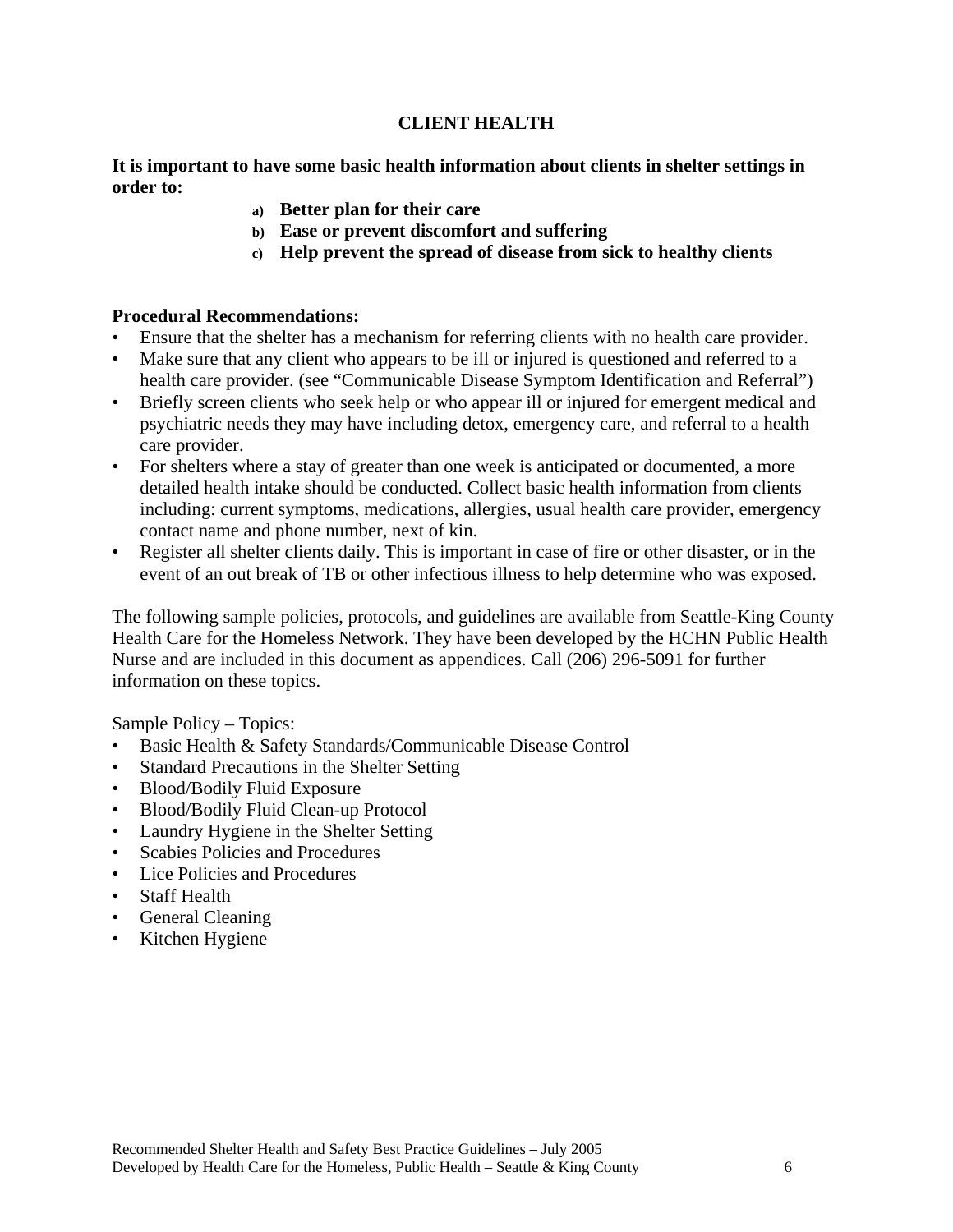# CLIENT HEALTH

**It is important to have some basic health information about clients in shelter settings in order to:**

a) **Better plan for their care**
b) **Ease or prevent discomfort and suffering**
c) **Help prevent the spread of disease from sick to healthy clients**

**Procedural Recommendations:**

- Ensure that the shelter has a mechanism for referring clients with no health care provider.
- Make sure that any client who appears to be ill or injured is questioned and referred to a health care provider. (see "Communicable Disease Symptom Identification and Referral")
- Briefly screen clients who seek help or who appear ill or injured for emergent medical and psychiatric needs they may have including detox, emergency care, and referral to a health care provider.
- For shelters where a stay of greater than one week is anticipated or documented, a more detailed health intake should be conducted. Collect basic health information from clients including: current symptoms, medications, allergies, usual health care provider, emergency contact name and phone number, next of kin.
- Register all shelter clients daily. This is important in case of fire or other disaster, or in the event of an out break of TB or other infectious illness to help determine who was exposed.

The following sample policies, protocols, and guidelines are available from Seattle-King County Health Care for the Homeless Network. They have been developed by the HCHN Public Health Nurse and are included in this document as appendices. Call (206) 296-5091 for further information on these topics.

Sample Policy – Topics:

- Basic Health & Safety Standards/Communicable Disease Control
- Standard Precautions in the Shelter Setting
- Blood/Bodily Fluid Exposure
- Blood/Bodily Fluid Clean-up Protocol
- Laundry Hygiene in the Shelter Setting
- Scabies Policies and Procedures
- Lice Policies and Procedures
- Staff Health
- General Cleaning
- Kitchen Hygiene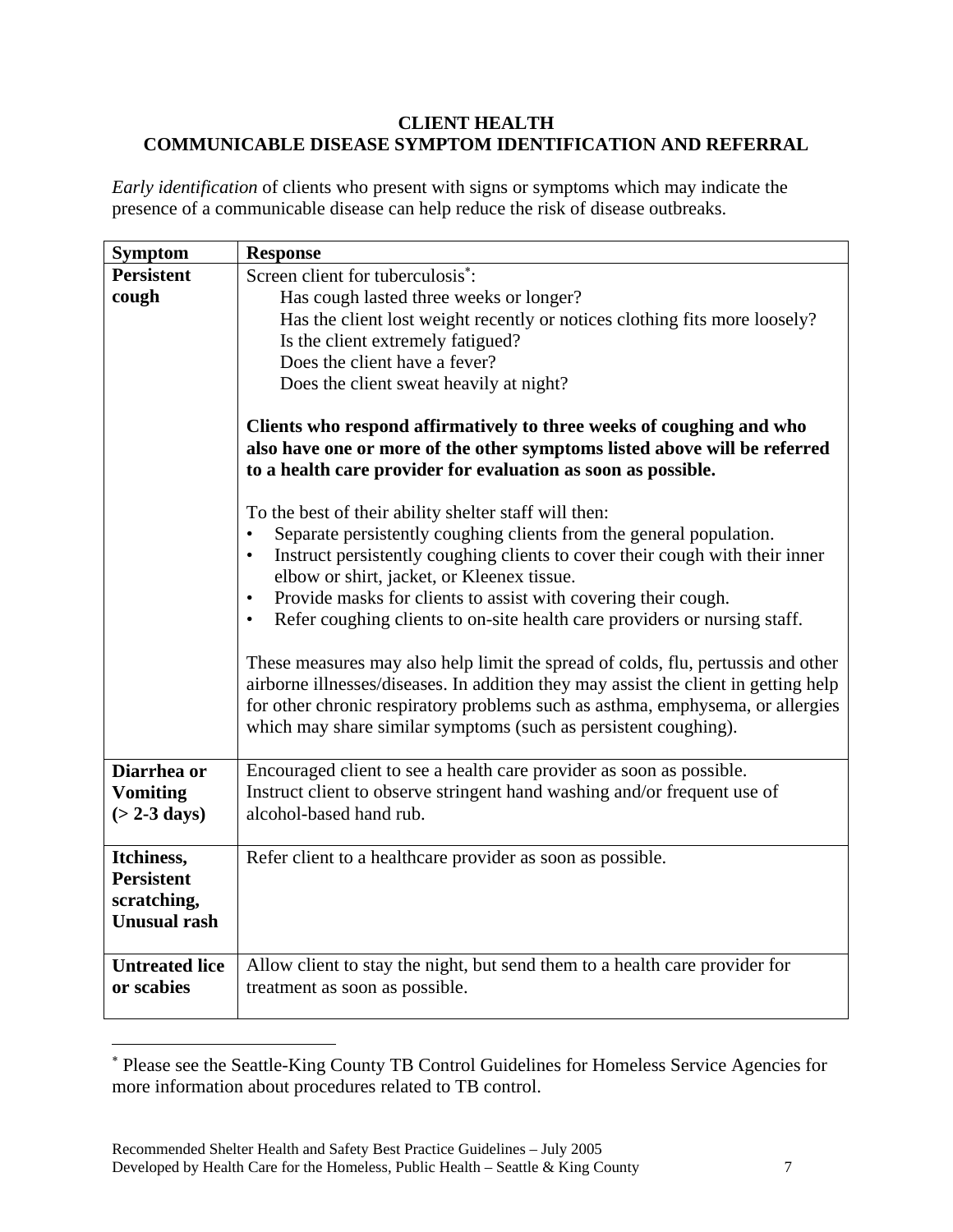## CLIENT HEALTH
## COMMUNICABLE DISEASE SYMPTOM IDENTIFICATION AND REFERRAL

*Early identification* of clients who present with signs or symptoms which may indicate the presence of a communicable disease can help reduce the risk of disease outbreaks.

| Symptom | Response |
|---|---|
| **Persistent cough** | Screen client for tuberculosis[*]:<br>Has cough lasted three weeks or longer?<br>Has the client lost weight recently or notices clothing fits more loosely?<br>Is the client extremely fatigued?<br>Does the client have a fever?<br>Does the client sweat heavily at night?<br><br>**Clients who respond affirmatively to three weeks of coughing and who also have one or more of the other symptoms listed above will be referred to a health care provider for evaluation as soon as possible.**<br><br>To the best of their ability shelter staff will then:<br>• Separate persistently coughing clients from the general population.<br>• Instruct persistently coughing clients to cover their cough with their inner elbow or shirt, jacket, or Kleenex tissue.<br>• Provide masks for clients to assist with covering their cough.<br>• Refer coughing clients to on-site health care providers or nursing staff.<br><br>These measures may also help limit the spread of colds, flu, pertussis and other airborne illnesses/diseases. In addition they may assist the client in getting help for other chronic respiratory problems such as asthma, emphysema, or allergies which may share similar symptoms (such as persistent coughing). |
| **Diarrhea or Vomiting (> 2-3 days)** | Encouraged client to see a health care provider as soon as possible.<br>Instruct client to observe stringent hand washing and/or frequent use of alcohol-based hand rub. |
| **Itchiness, Persistent scratching, Unusual rash** | Refer client to a healthcare provider as soon as possible. |
| **Untreated lice or scabies** | Allow client to stay the night, but send them to a health care provider for treatment as soon as possible. |

[*] Please see the Seattle-King County TB Control Guidelines for Homeless Service Agencies for more information about procedures related to TB control.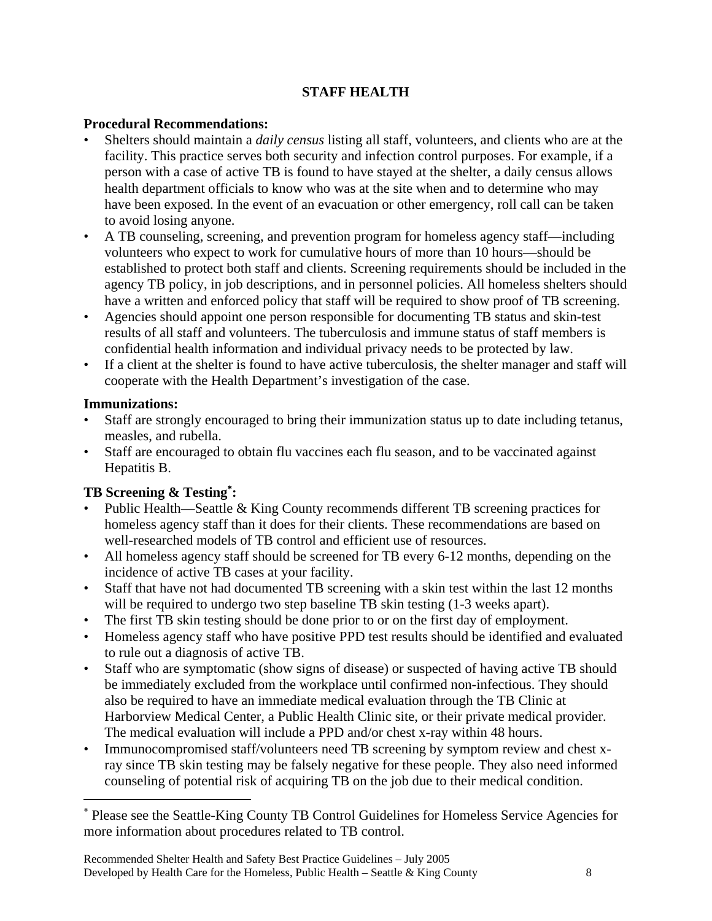## STAFF HEALTH

**Procedural Recommendations:**

- Shelters should maintain a *daily census* listing all staff, volunteers, and clients who are at the facility. This practice serves both security and infection control purposes. For example, if a person with a case of active TB is found to have stayed at the shelter, a daily census allows health department officials to know who was at the site when and to determine who may have been exposed. In the event of an evacuation or other emergency, roll call can be taken to avoid losing anyone.
- A TB counseling, screening, and prevention program for homeless agency staff—including volunteers who expect to work for cumulative hours of more than 10 hours—should be established to protect both staff and clients. Screening requirements should be included in the agency TB policy, in job descriptions, and in personnel policies. All homeless shelters should have a written and enforced policy that staff will be required to show proof of TB screening.
- Agencies should appoint one person responsible for documenting TB status and skin-test results of all staff and volunteers. The tuberculosis and immune status of staff members is confidential health information and individual privacy needs to be protected by law.
- If a client at the shelter is found to have active tuberculosis, the shelter manager and staff will cooperate with the Health Department's investigation of the case.

**Immunizations:**

- Staff are strongly encouraged to bring their immunization status up to date including tetanus, measles, and rubella.
- Staff are encouraged to obtain flu vaccines each flu season, and to be vaccinated against Hepatitis B.

**TB Screening & Testing[*]:**

- Public Health—Seattle & King County recommends different TB screening practices for homeless agency staff than it does for their clients. These recommendations are based on well-researched models of TB control and efficient use of resources.
- All homeless agency staff should be screened for TB every 6-12 months, depending on the incidence of active TB cases at your facility.
- Staff that have not had documented TB screening with a skin test within the last 12 months will be required to undergo two step baseline TB skin testing (1-3 weeks apart).
- The first TB skin testing should be done prior to or on the first day of employment.
- Homeless agency staff who have positive PPD test results should be identified and evaluated to rule out a diagnosis of active TB.
- Staff who are symptomatic (show signs of disease) or suspected of having active TB should be immediately excluded from the workplace until confirmed non-infectious. They should also be required to have an immediate medical evaluation through the TB Clinic at Harborview Medical Center, a Public Health Clinic site, or their private medical provider. The medical evaluation will include a PPD and/or chest x-ray within 48 hours.
- Immunocompromised staff/volunteers need TB screening by symptom review and chest x-ray since TB skin testing may be falsely negative for these people. They also need informed counseling of potential risk of acquiring TB on the job due to their medical condition.

---

[*] Please see the Seattle-King County TB Control Guidelines for Homeless Service Agencies for more information about procedures related to TB control.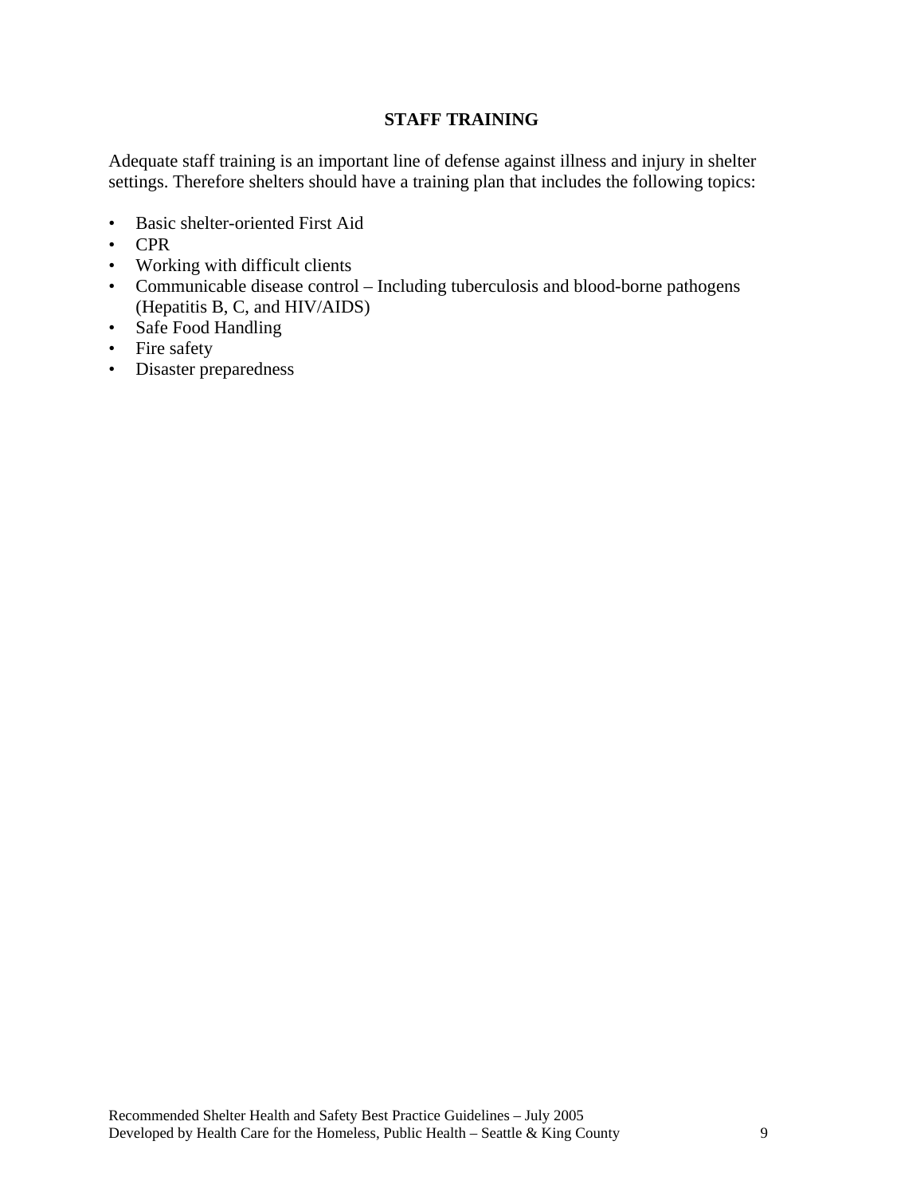## STAFF TRAINING

Adequate staff training is an important line of defense against illness and injury in shelter settings. Therefore shelters should have a training plan that includes the following topics:

- Basic shelter-oriented First Aid
- CPR
- Working with difficult clients
- Communicable disease control – Including tuberculosis and blood-borne pathogens (Hepatitis B, C, and HIV/AIDS)
- Safe Food Handling
- Fire safety
- Disaster preparedness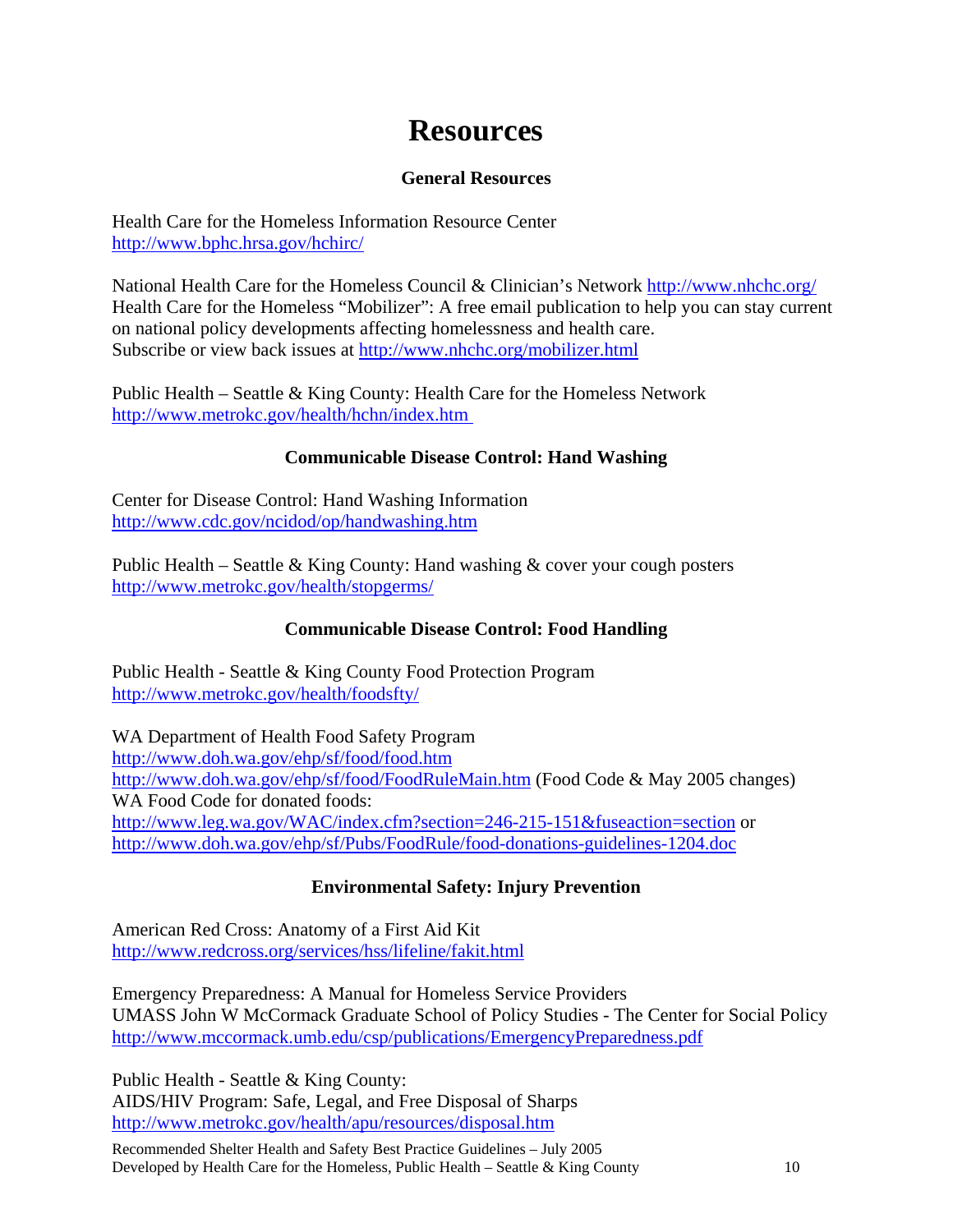# Resources

### General Resources

Health Care for the Homeless Information Resource Center
http://www.bphc.hrsa.gov/hchirc/

National Health Care for the Homeless Council & Clinician's Network http://www.nhchc.org/
Health Care for the Homeless "Mobilizer": A free email publication to help you can stay current on national policy developments affecting homelessness and health care.
Subscribe or view back issues at http://www.nhchc.org/mobilizer.html

Public Health – Seattle & King County: Health Care for the Homeless Network
http://www.metrokc.gov/health/hchn/index.htm

### Communicable Disease Control: Hand Washing

Center for Disease Control: Hand Washing Information
http://www.cdc.gov/ncidod/op/handwashing.htm

Public Health – Seattle & King County: Hand washing & cover your cough posters
http://www.metrokc.gov/health/stopgerms/

### Communicable Disease Control: Food Handling

Public Health - Seattle & King County Food Protection Program
http://www.metrokc.gov/health/foodsfty/

WA Department of Health Food Safety Program
http://www.doh.wa.gov/ehp/sf/food/food.htm
http://www.doh.wa.gov/ehp/sf/food/FoodRuleMain.htm (Food Code & May 2005 changes)
WA Food Code for donated foods:
http://www.leg.wa.gov/WAC/index.cfm?section=246-215-151&fuseaction=section or
http://www.doh.wa.gov/ehp/sf/Pubs/FoodRule/food-donations-guidelines-1204.doc

### Environmental Safety: Injury Prevention

American Red Cross: Anatomy of a First Aid Kit
http://www.redcross.org/services/hss/lifeline/fakit.html

Emergency Preparedness: A Manual for Homeless Service Providers
UMASS John W McCormack Graduate School of Policy Studies - The Center for Social Policy
http://www.mccormack.umb.edu/csp/publications/EmergencyPreparedness.pdf

Public Health - Seattle & King County:
AIDS/HIV Program: Safe, Legal, and Free Disposal of Sharps
http://www.metrokc.gov/health/apu/resources/disposal.htm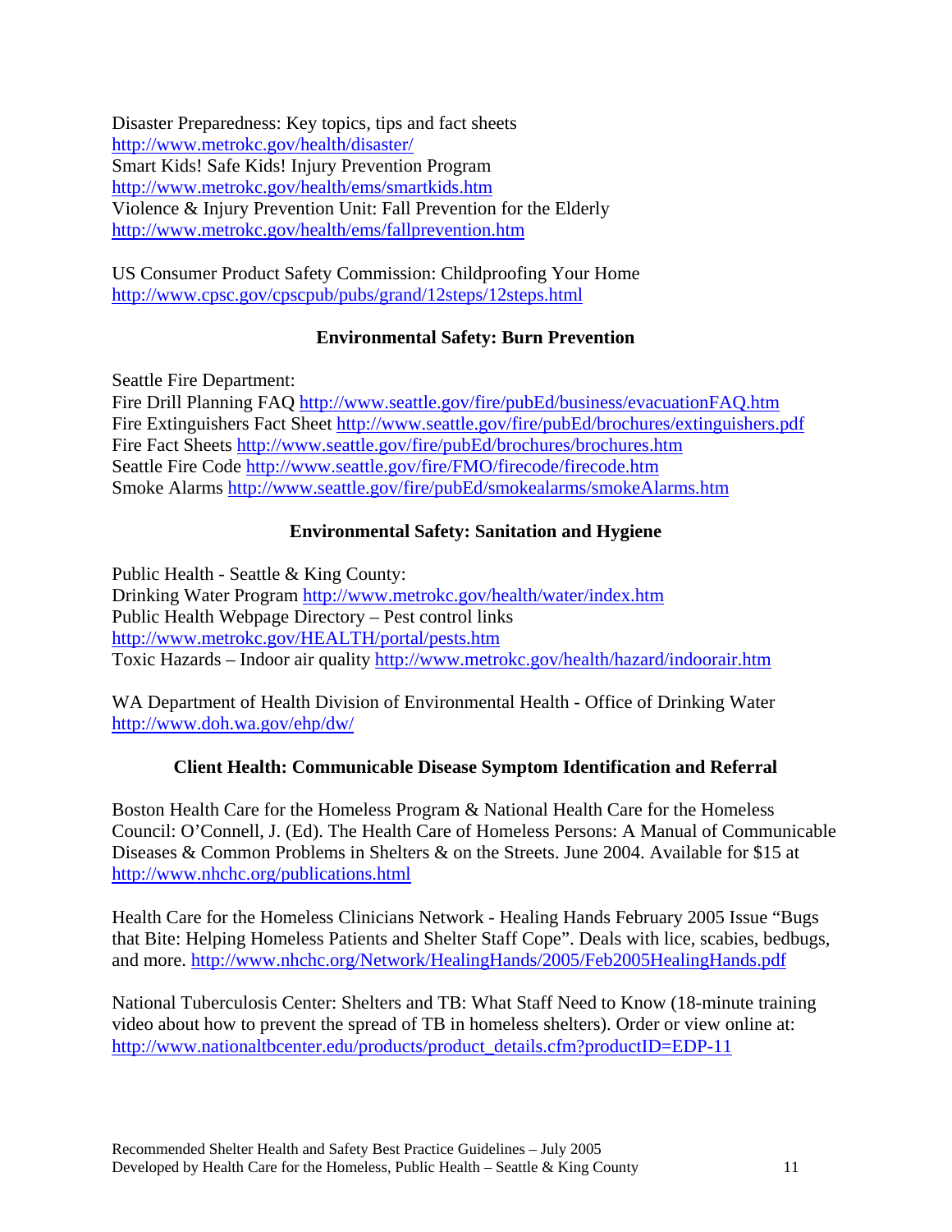Disaster Preparedness: Key topics, tips and fact sheets
http://www.metrokc.gov/health/disaster/
Smart Kids! Safe Kids! Injury Prevention Program
http://www.metrokc.gov/health/ems/smartkids.htm
Violence & Injury Prevention Unit: Fall Prevention for the Elderly
http://www.metrokc.gov/health/ems/fallprevention.htm

US Consumer Product Safety Commission: Childproofing Your Home
http://www.cpsc.gov/cpscpub/pubs/grand/12steps/12steps.html

### Environmental Safety: Burn Prevention

Seattle Fire Department:
Fire Drill Planning FAQ http://www.seattle.gov/fire/pubEd/business/evacuationFAQ.htm
Fire Extinguishers Fact Sheet http://www.seattle.gov/fire/pubEd/brochures/extinguishers.pdf
Fire Fact Sheets http://www.seattle.gov/fire/pubEd/brochures/brochures.htm
Seattle Fire Code http://www.seattle.gov/fire/FMO/firecode/firecode.htm
Smoke Alarms http://www.seattle.gov/fire/pubEd/smokealarms/smokeAlarms.htm

### Environmental Safety: Sanitation and Hygiene

Public Health - Seattle & King County:
Drinking Water Program http://www.metrokc.gov/health/water/index.htm
Public Health Webpage Directory – Pest control links
http://www.metrokc.gov/HEALTH/portal/pests.htm
Toxic Hazards – Indoor air quality http://www.metrokc.gov/health/hazard/indoorair.htm

WA Department of Health Division of Environmental Health - Office of Drinking Water
http://www.doh.wa.gov/ehp/dw/

### Client Health: Communicable Disease Symptom Identification and Referral

Boston Health Care for the Homeless Program & National Health Care for the Homeless Council: O'Connell, J. (Ed). The Health Care of Homeless Persons: A Manual of Communicable Diseases & Common Problems in Shelters & on the Streets. June 2004. Available for $15 at http://www.nhchc.org/publications.html

Health Care for the Homeless Clinicians Network - Healing Hands February 2005 Issue "Bugs that Bite: Helping Homeless Patients and Shelter Staff Cope". Deals with lice, scabies, bedbugs, and more. http://www.nhchc.org/Network/HealingHands/2005/Feb2005HealingHands.pdf

National Tuberculosis Center: Shelters and TB: What Staff Need to Know (18-minute training video about how to prevent the spread of TB in homeless shelters). Order or view online at: http://www.nationaltbcenter.edu/products/product_details.cfm?productID=EDP-11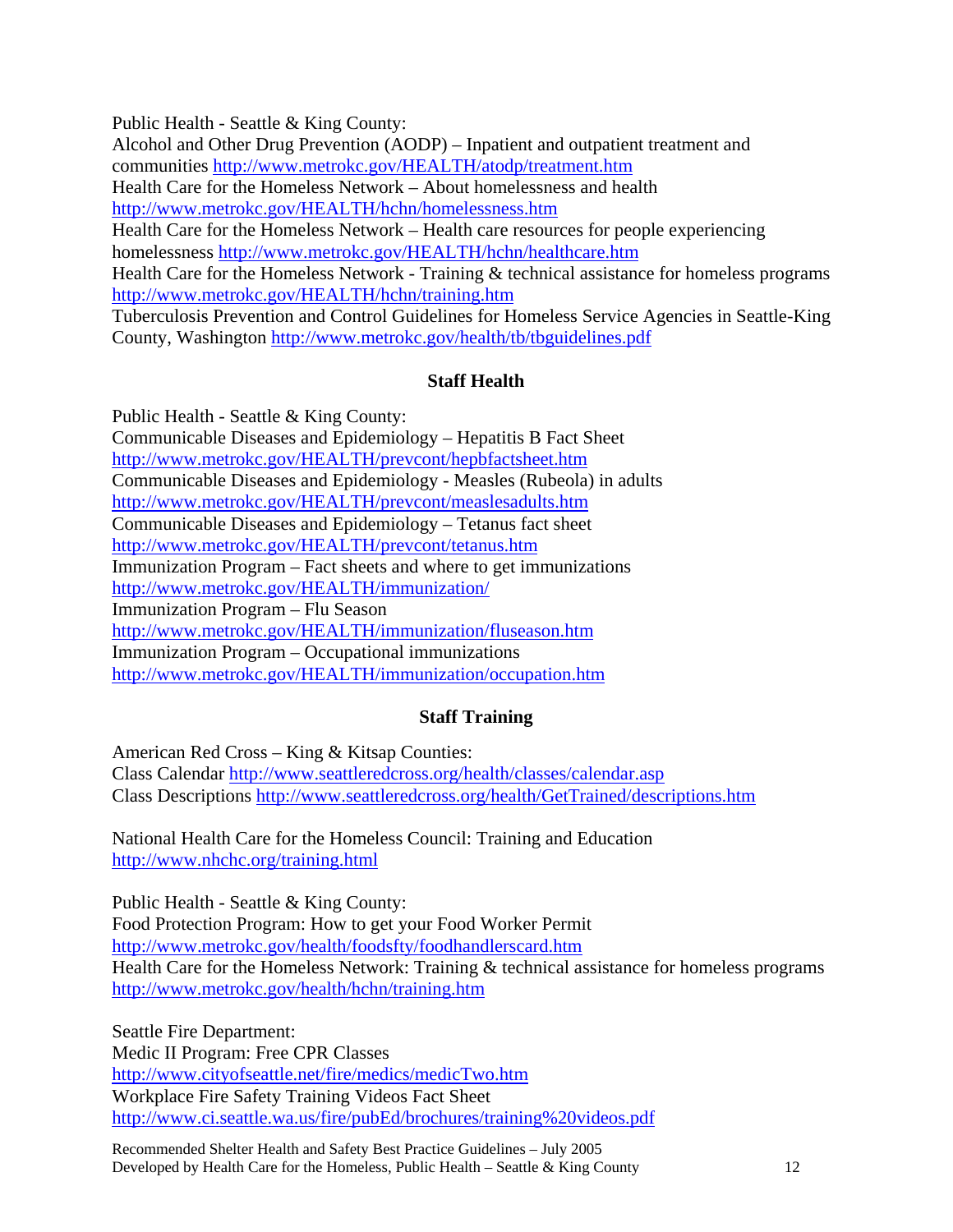Public Health - Seattle & King County:
Alcohol and Other Drug Prevention (AODP) – Inpatient and outpatient treatment and communities http://www.metrokc.gov/HEALTH/atodp/treatment.htm
Health Care for the Homeless Network – About homelessness and health http://www.metrokc.gov/HEALTH/hchn/homelessness.htm
Health Care for the Homeless Network – Health care resources for people experiencing homelessness http://www.metrokc.gov/HEALTH/hchn/healthcare.htm
Health Care for the Homeless Network - Training & technical assistance for homeless programs http://www.metrokc.gov/HEALTH/hchn/training.htm
Tuberculosis Prevention and Control Guidelines for Homeless Service Agencies in Seattle-King County, Washington http://www.metrokc.gov/health/tb/tbguidelines.pdf

## Staff Health

Public Health - Seattle & King County:
Communicable Diseases and Epidemiology – Hepatitis B Fact Sheet http://www.metrokc.gov/HEALTH/prevcont/hepbfactsheet.htm
Communicable Diseases and Epidemiology - Measles (Rubeola) in adults http://www.metrokc.gov/HEALTH/prevcont/measlesadults.htm
Communicable Diseases and Epidemiology – Tetanus fact sheet http://www.metrokc.gov/HEALTH/prevcont/tetanus.htm
Immunization Program – Fact sheets and where to get immunizations http://www.metrokc.gov/HEALTH/immunization/
Immunization Program – Flu Season http://www.metrokc.gov/HEALTH/immunization/fluseason.htm
Immunization Program – Occupational immunizations http://www.metrokc.gov/HEALTH/immunization/occupation.htm

## Staff Training

American Red Cross – King & Kitsap Counties:
Class Calendar http://www.seattleredcross.org/health/classes/calendar.asp
Class Descriptions http://www.seattleredcross.org/health/GetTrained/descriptions.htm

National Health Care for the Homeless Council: Training and Education http://www.nhchc.org/training.html

Public Health - Seattle & King County:
Food Protection Program: How to get your Food Worker Permit http://www.metrokc.gov/health/foodsfty/foodhandlerscard.htm
Health Care for the Homeless Network: Training & technical assistance for homeless programs http://www.metrokc.gov/health/hchn/training.htm

Seattle Fire Department:
Medic II Program: Free CPR Classes http://www.cityofseattle.net/fire/medics/medicTwo.htm
Workplace Fire Safety Training Videos Fact Sheet http://www.ci.seattle.wa.us/fire/pubEd/brochures/training%20videos.pdf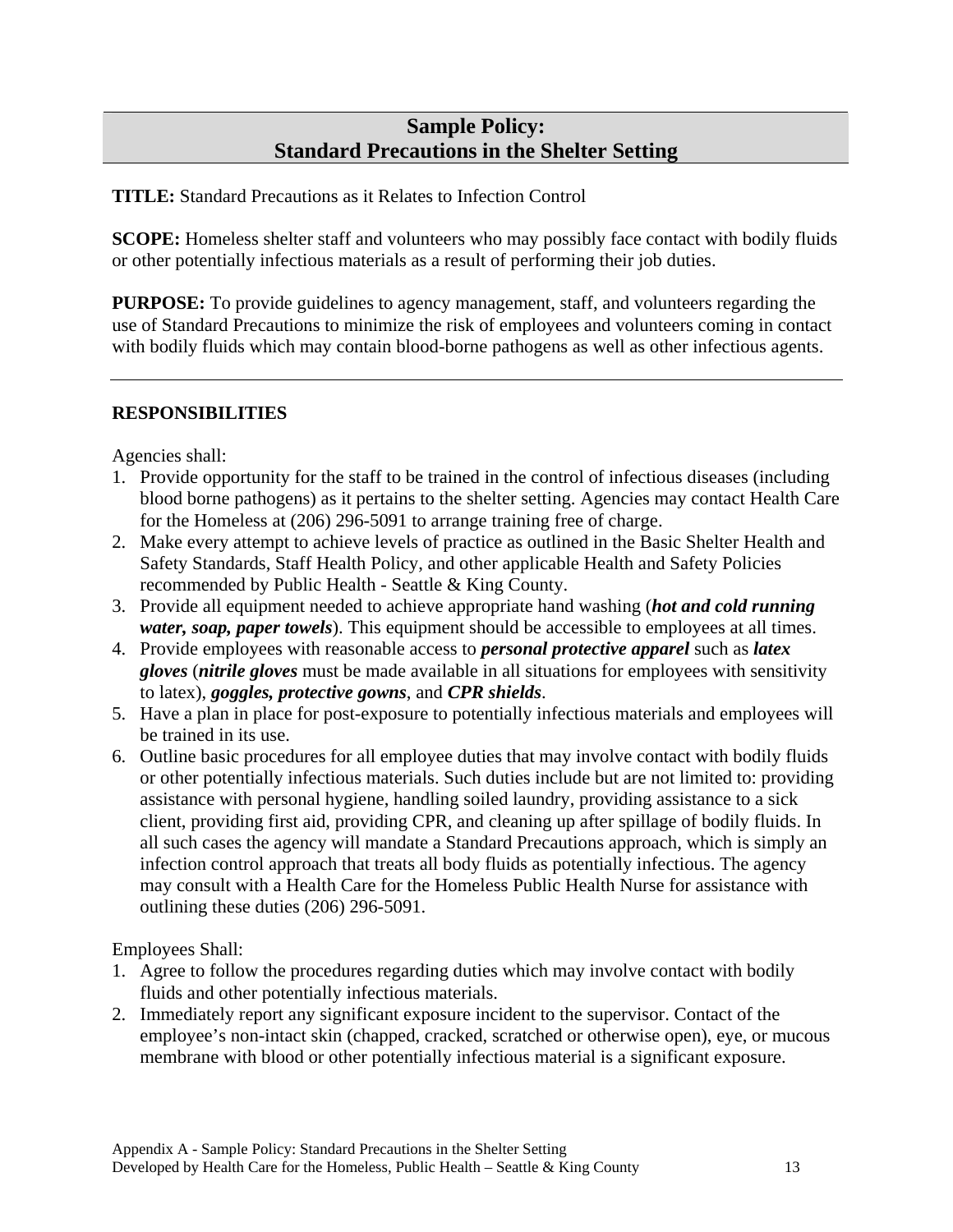## Sample Policy:
## Standard Precautions in the Shelter Setting

**TITLE:** Standard Precautions as it Relates to Infection Control

**SCOPE:** Homeless shelter staff and volunteers who may possibly face contact with bodily fluids or other potentially infectious materials as a result of performing their job duties.

**PURPOSE:** To provide guidelines to agency management, staff, and volunteers regarding the use of Standard Precautions to minimize the risk of employees and volunteers coming in contact with bodily fluids which may contain blood-borne pathogens as well as other infectious agents.

---

### RESPONSIBILITIES

Agencies shall:

1. Provide opportunity for the staff to be trained in the control of infectious diseases (including blood borne pathogens) as it pertains to the shelter setting. Agencies may contact Health Care for the Homeless at (206) 296-5091 to arrange training free of charge.
2. Make every attempt to achieve levels of practice as outlined in the Basic Shelter Health and Safety Standards, Staff Health Policy, and other applicable Health and Safety Policies recommended by Public Health - Seattle & King County.
3. Provide all equipment needed to achieve appropriate hand washing (***hot and cold running water, soap, paper towels***). This equipment should be accessible to employees at all times.
4. Provide employees with reasonable access to ***personal protective apparel*** such as ***latex gloves*** (***nitrile gloves*** must be made available in all situations for employees with sensitivity to latex), ***goggles, protective gowns***, and ***CPR shields***.
5. Have a plan in place for post-exposure to potentially infectious materials and employees will be trained in its use.
6. Outline basic procedures for all employee duties that may involve contact with bodily fluids or other potentially infectious materials. Such duties include but are not limited to: providing assistance with personal hygiene, handling soiled laundry, providing assistance to a sick client, providing first aid, providing CPR, and cleaning up after spillage of bodily fluids. In all such cases the agency will mandate a Standard Precautions approach, which is simply an infection control approach that treats all body fluids as potentially infectious. The agency may consult with a Health Care for the Homeless Public Health Nurse for assistance with outlining these duties (206) 296-5091.

Employees Shall:

1. Agree to follow the procedures regarding duties which may involve contact with bodily fluids and other potentially infectious materials.
2. Immediately report any significant exposure incident to the supervisor. Contact of the employee's non-intact skin (chapped, cracked, scratched or otherwise open), eye, or mucous membrane with blood or other potentially infectious material is a significant exposure.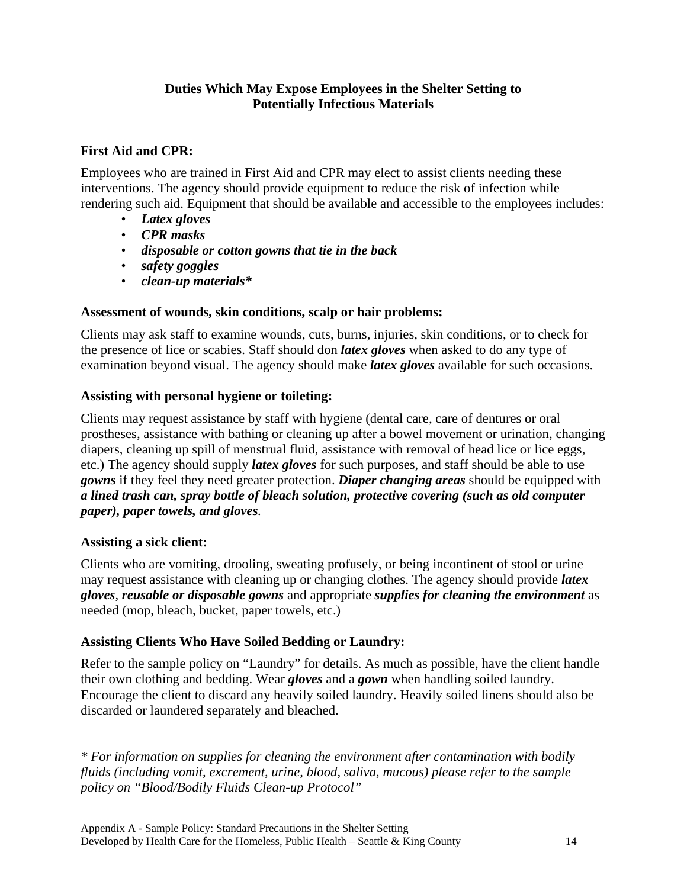## Duties Which May Expose Employees in the Shelter Setting to Potentially Infectious Materials

### First Aid and CPR:

Employees who are trained in First Aid and CPR may elect to assist clients needing these interventions. The agency should provide equipment to reduce the risk of infection while rendering such aid. Equipment that should be available and accessible to the employees includes:

- ***Latex gloves***
- ***CPR masks***
- ***disposable or cotton gowns that tie in the back***
- ***safety goggles***
- ***clean-up materials****

### Assessment of wounds, skin conditions, scalp or hair problems:

Clients may ask staff to examine wounds, cuts, burns, injuries, skin conditions, or to check for the presence of lice or scabies. Staff should don ***latex gloves*** when asked to do any type of examination beyond visual. The agency should make ***latex gloves*** available for such occasions.

### Assisting with personal hygiene or toileting:

Clients may request assistance by staff with hygiene (dental care, care of dentures or oral prostheses, assistance with bathing or cleaning up after a bowel movement or urination, changing diapers, cleaning up spill of menstrual fluid, assistance with removal of head lice or lice eggs, etc.) The agency should supply ***latex gloves*** for such purposes, and staff should be able to use ***gowns*** if they feel they need greater protection. ***Diaper changing areas*** should be equipped with ***a lined trash can, spray bottle of bleach solution, protective covering (such as old computer paper), paper towels, and gloves***.

### Assisting a sick client:

Clients who are vomiting, drooling, sweating profusely, or being incontinent of stool or urine may request assistance with cleaning up or changing clothes. The agency should provide ***latex gloves***, ***reusable or disposable gowns*** and appropriate ***supplies for cleaning the environment*** as needed (mop, bleach, bucket, paper towels, etc.)

### Assisting Clients Who Have Soiled Bedding or Laundry:

Refer to the sample policy on "Laundry" for details. As much as possible, have the client handle their own clothing and bedding. Wear ***gloves*** and a ***gown*** when handling soiled laundry. Encourage the client to discard any heavily soiled laundry. Heavily soiled linens should also be discarded or laundered separately and bleached.

*\* For information on supplies for cleaning the environment after contamination with bodily fluids (including vomit, excrement, urine, blood, saliva, mucous) please refer to the sample policy on "Blood/Bodily Fluids Clean-up Protocol"*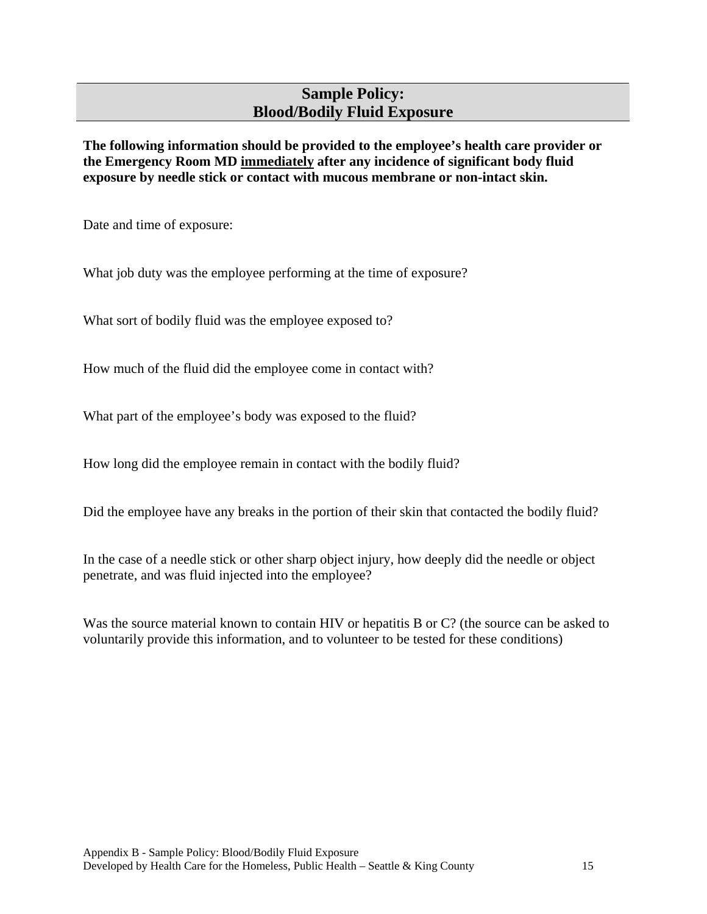## Sample Policy: Blood/Bodily Fluid Exposure

**The following information should be provided to the employee's health care provider or the Emergency Room MD immediately after any incidence of significant body fluid exposure by needle stick or contact with mucous membrane or non-intact skin.**

Date and time of exposure:

What job duty was the employee performing at the time of exposure?

What sort of bodily fluid was the employee exposed to?

How much of the fluid did the employee come in contact with?

What part of the employee's body was exposed to the fluid?

How long did the employee remain in contact with the bodily fluid?

Did the employee have any breaks in the portion of their skin that contacted the bodily fluid?

In the case of a needle stick or other sharp object injury, how deeply did the needle or object penetrate, and was fluid injected into the employee?

Was the source material known to contain HIV or hepatitis B or C? (the source can be asked to voluntarily provide this information, and to volunteer to be tested for these conditions)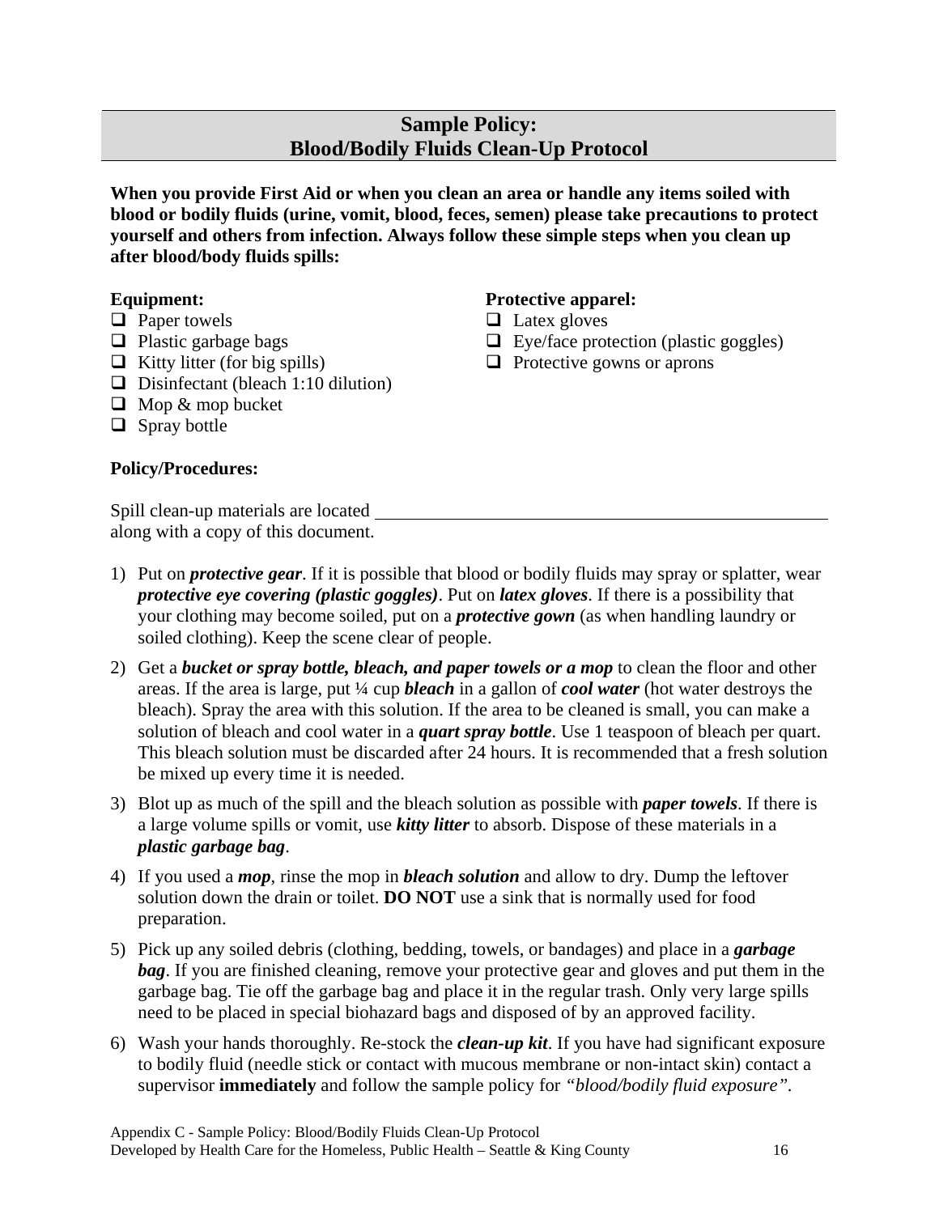## Sample Policy:
## Blood/Bodily Fluids Clean-Up Protocol

**When you provide First Aid or when you clean an area or handle any items soiled with blood or bodily fluids (urine, vomit, blood, feces, semen) please take precautions to protect yourself and others from infection. Always follow these simple steps when you clean up after blood/body fluids spills:**

**Equipment:**

- ❑ Paper towels
- ❑ Plastic garbage bags
- ❑ Kitty litter (for big spills)
- ❑ Disinfectant (bleach 1:10 dilution)
- ❑ Mop & mop bucket
- ❑ Spray bottle

**Protective apparel:**

- ❑ Latex gloves
- ❑ Eye/face protection (plastic goggles)
- ❑ Protective gowns or aprons

**Policy/Procedures:**

Spill clean-up materials are located ______________________________________________ along with a copy of this document.

1) Put on ***protective gear***. If it is possible that blood or bodily fluids may spray or splatter, wear ***protective eye covering (plastic goggles)***. Put on ***latex gloves***. If there is a possibility that your clothing may become soiled, put on a ***protective gown*** (as when handling laundry or soiled clothing). Keep the scene clear of people.
2) Get a ***bucket or spray bottle, bleach, and paper towels or a mop*** to clean the floor and other areas. If the area is large, put ¼ cup ***bleach*** in a gallon of ***cool water*** (hot water destroys the bleach). Spray the area with this solution. If the area to be cleaned is small, you can make a solution of bleach and cool water in a ***quart spray bottle***. Use 1 teaspoon of bleach per quart. This bleach solution must be discarded after 24 hours. It is recommended that a fresh solution be mixed up every time it is needed.
3) Blot up as much of the spill and the bleach solution as possible with ***paper towels***. If there is a large volume spills or vomit, use ***kitty litter*** to absorb. Dispose of these materials in a ***plastic garbage bag***.
4) If you used a ***mop***, rinse the mop in ***bleach solution*** and allow to dry. Dump the leftover solution down the drain or toilet. **DO NOT** use a sink that is normally used for food preparation.
5) Pick up any soiled debris (clothing, bedding, towels, or bandages) and place in a ***garbage bag***. If you are finished cleaning, remove your protective gear and gloves and put them in the garbage bag. Tie off the garbage bag and place it in the regular trash. Only very large spills need to be placed in special biohazard bags and disposed of by an approved facility.
6) Wash your hands thoroughly. Re-stock the ***clean-up kit***. If you have had significant exposure to bodily fluid (needle stick or contact with mucous membrane or non-intact skin) contact a supervisor **immediately** and follow the sample policy for *"blood/bodily fluid exposure"*.

Appendix C - Sample Policy: Blood/Bodily Fluids Clean-Up Protocol
Developed by Health Care for the Homeless, Public Health – Seattle & King County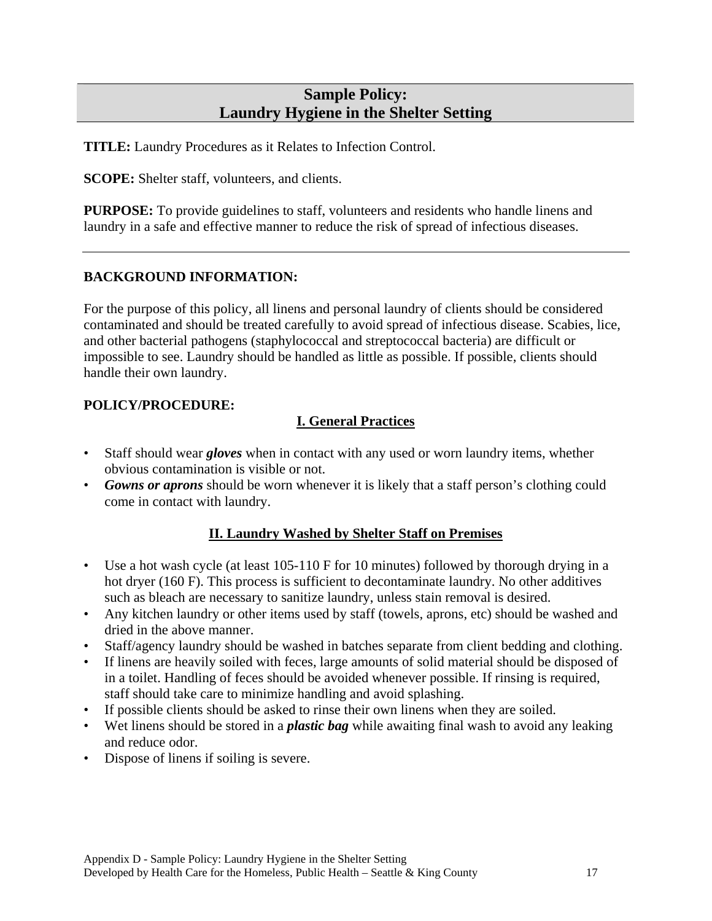## Sample Policy: Laundry Hygiene in the Shelter Setting

**TITLE:** Laundry Procedures as it Relates to Infection Control.

**SCOPE:** Shelter staff, volunteers, and clients.

**PURPOSE:** To provide guidelines to staff, volunteers and residents who handle linens and laundry in a safe and effective manner to reduce the risk of spread of infectious diseases.

---

**BACKGROUND INFORMATION:**

For the purpose of this policy, all linens and personal laundry of clients should be considered contaminated and should be treated carefully to avoid spread of infectious disease. Scabies, lice, and other bacterial pathogens (staphylococcal and streptococcal bacteria) are difficult or impossible to see. Laundry should be handled as little as possible. If possible, clients should handle their own laundry.

**POLICY/PROCEDURE:**

### I. General Practices

- Staff should wear ***gloves*** when in contact with any used or worn laundry items, whether obvious contamination is visible or not.
- ***Gowns or aprons*** should be worn whenever it is likely that a staff person's clothing could come in contact with laundry.

### II. Laundry Washed by Shelter Staff on Premises

- Use a hot wash cycle (at least 105-110 F for 10 minutes) followed by thorough drying in a hot dryer (160 F). This process is sufficient to decontaminate laundry. No other additives such as bleach are necessary to sanitize laundry, unless stain removal is desired.
- Any kitchen laundry or other items used by staff (towels, aprons, etc) should be washed and dried in the above manner.
- Staff/agency laundry should be washed in batches separate from client bedding and clothing.
- If linens are heavily soiled with feces, large amounts of solid material should be disposed of in a toilet. Handling of feces should be avoided whenever possible. If rinsing is required, staff should take care to minimize handling and avoid splashing.
- If possible clients should be asked to rinse their own linens when they are soiled.
- Wet linens should be stored in a ***plastic bag*** while awaiting final wash to avoid any leaking and reduce odor.
- Dispose of linens if soiling is severe.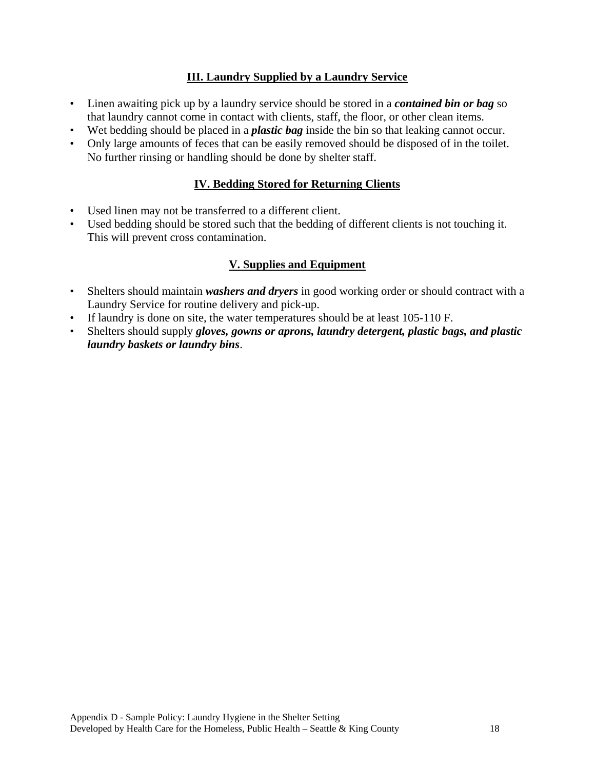## III. Laundry Supplied by a Laundry Service

- Linen awaiting pick up by a laundry service should be stored in a ***contained bin or bag*** so that laundry cannot come in contact with clients, staff, the floor, or other clean items.
- Wet bedding should be placed in a ***plastic bag*** inside the bin so that leaking cannot occur.
- Only large amounts of feces that can be easily removed should be disposed of in the toilet. No further rinsing or handling should be done by shelter staff.

## IV. Bedding Stored for Returning Clients

- Used linen may not be transferred to a different client.
- Used bedding should be stored such that the bedding of different clients is not touching it. This will prevent cross contamination.

## V. Supplies and Equipment

- Shelters should maintain ***washers and dryers*** in good working order or should contract with a Laundry Service for routine delivery and pick-up.
- If laundry is done on site, the water temperatures should be at least 105-110 F.
- Shelters should supply ***gloves, gowns or aprons, laundry detergent, plastic bags, and plastic laundry baskets or laundry bins***.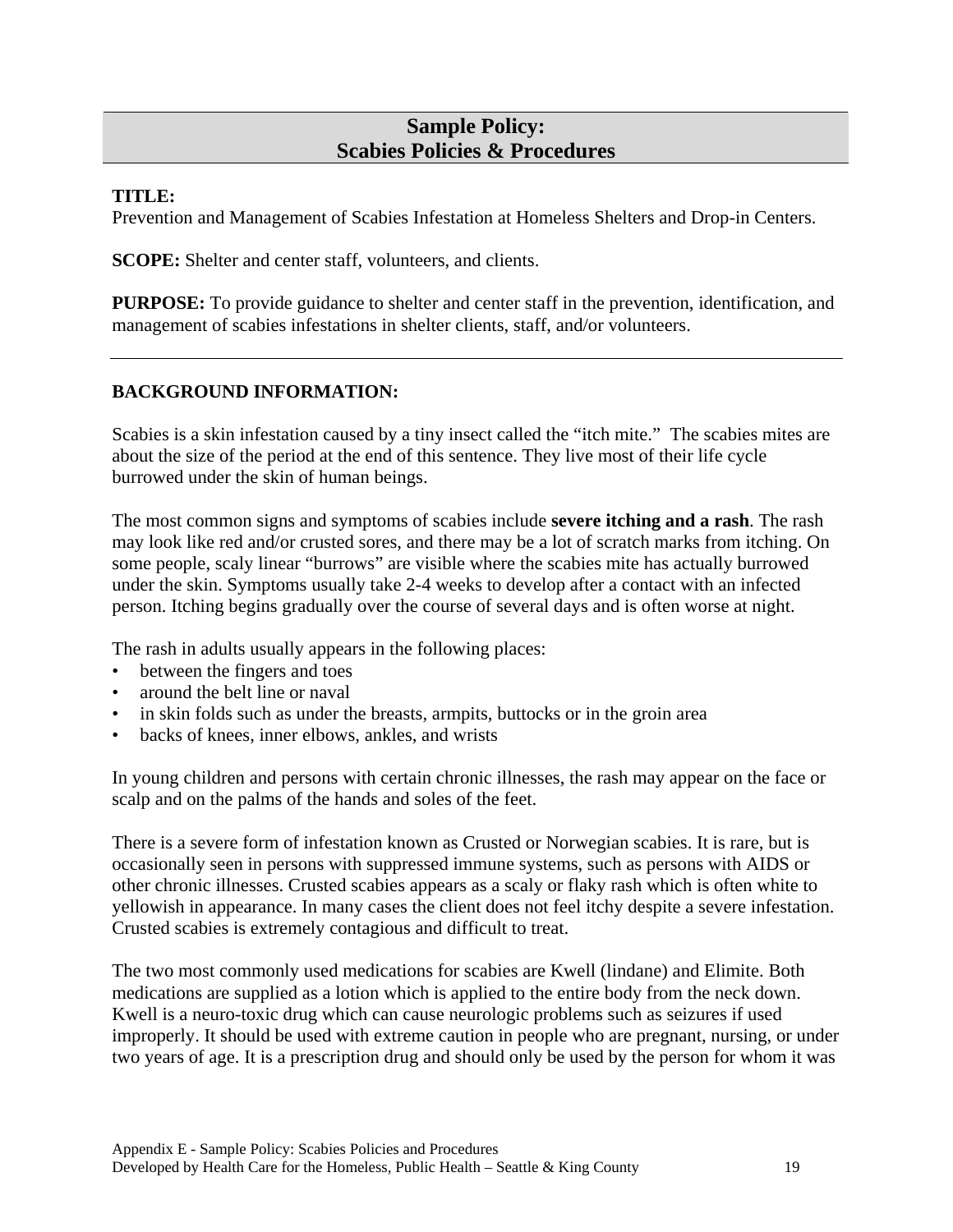## Sample Policy:
## Scabies Policies & Procedures

**TITLE:**
Prevention and Management of Scabies Infestation at Homeless Shelters and Drop-in Centers.

**SCOPE:** Shelter and center staff, volunteers, and clients.

**PURPOSE:** To provide guidance to shelter and center staff in the prevention, identification, and management of scabies infestations in shelter clients, staff, and/or volunteers.

---

**BACKGROUND INFORMATION:**

Scabies is a skin infestation caused by a tiny insect called the "itch mite." The scabies mites are about the size of the period at the end of this sentence. They live most of their life cycle burrowed under the skin of human beings.

The most common signs and symptoms of scabies include **severe itching and a rash**. The rash may look like red and/or crusted sores, and there may be a lot of scratch marks from itching. On some people, scaly linear "burrows" are visible where the scabies mite has actually burrowed under the skin. Symptoms usually take 2-4 weeks to develop after a contact with an infected person. Itching begins gradually over the course of several days and is often worse at night.

The rash in adults usually appears in the following places:

- between the fingers and toes
- around the belt line or naval
- in skin folds such as under the breasts, armpits, buttocks or in the groin area
- backs of knees, inner elbows, ankles, and wrists

In young children and persons with certain chronic illnesses, the rash may appear on the face or scalp and on the palms of the hands and soles of the feet.

There is a severe form of infestation known as Crusted or Norwegian scabies. It is rare, but is occasionally seen in persons with suppressed immune systems, such as persons with AIDS or other chronic illnesses. Crusted scabies appears as a scaly or flaky rash which is often white to yellowish in appearance. In many cases the client does not feel itchy despite a severe infestation. Crusted scabies is extremely contagious and difficult to treat.

The two most commonly used medications for scabies are Kwell (lindane) and Elimite. Both medications are supplied as a lotion which is applied to the entire body from the neck down. Kwell is a neuro-toxic drug which can cause neurologic problems such as seizures if used improperly. It should be used with extreme caution in people who are pregnant, nursing, or under two years of age. It is a prescription drug and should only be used by the person for whom it was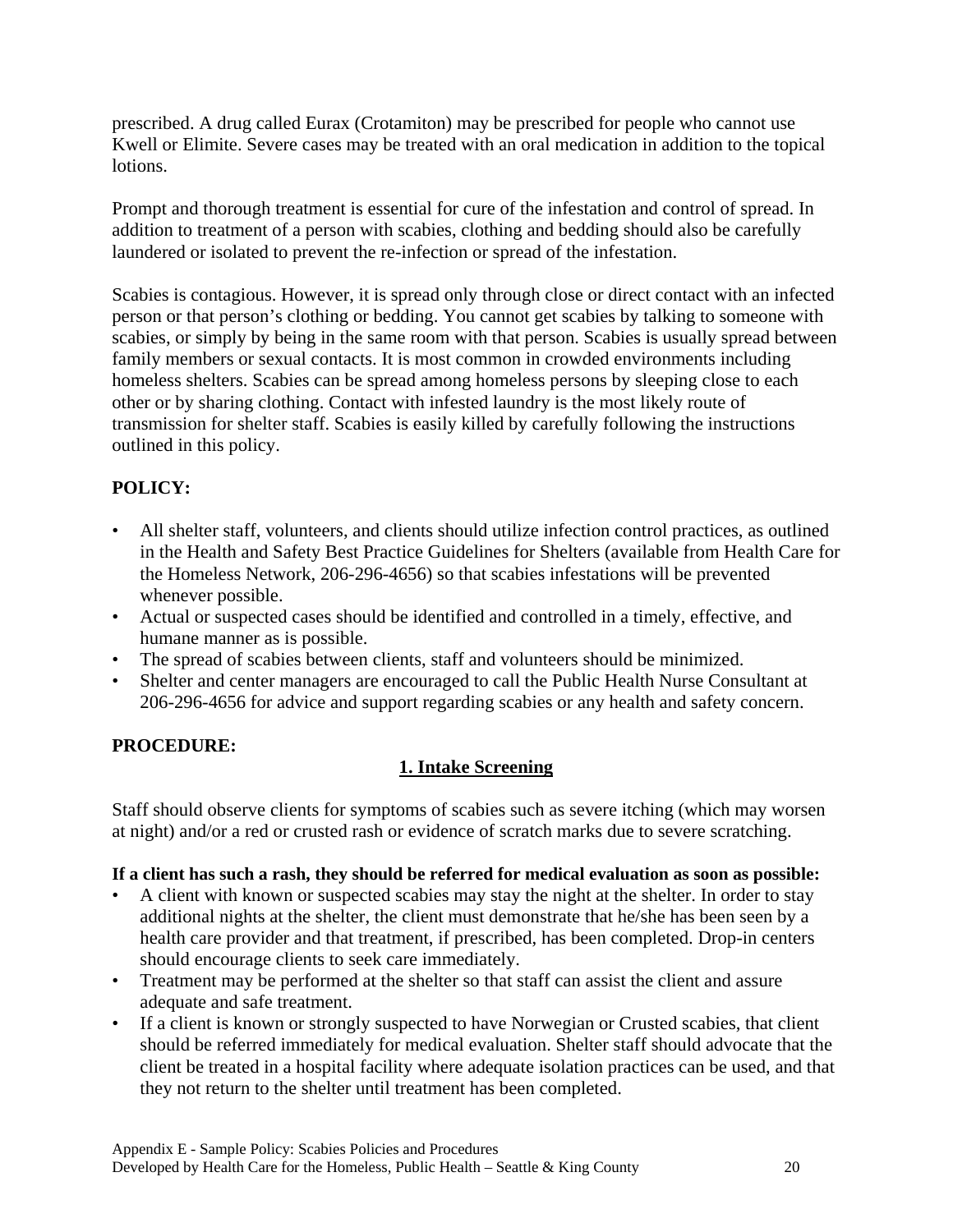prescribed. A drug called Eurax (Crotamiton) may be prescribed for people who cannot use Kwell or Elimite. Severe cases may be treated with an oral medication in addition to the topical lotions.

Prompt and thorough treatment is essential for cure of the infestation and control of spread. In addition to treatment of a person with scabies, clothing and bedding should also be carefully laundered or isolated to prevent the re-infection or spread of the infestation.

Scabies is contagious. However, it is spread only through close or direct contact with an infected person or that person's clothing or bedding. You cannot get scabies by talking to someone with scabies, or simply by being in the same room with that person. Scabies is usually spread between family members or sexual contacts. It is most common in crowded environments including homeless shelters. Scabies can be spread among homeless persons by sleeping close to each other or by sharing clothing. Contact with infested laundry is the most likely route of transmission for shelter staff. Scabies is easily killed by carefully following the instructions outlined in this policy.

**POLICY:**

- All shelter staff, volunteers, and clients should utilize infection control practices, as outlined in the Health and Safety Best Practice Guidelines for Shelters (available from Health Care for the Homeless Network, 206-296-4656) so that scabies infestations will be prevented whenever possible.
- Actual or suspected cases should be identified and controlled in a timely, effective, and humane manner as is possible.
- The spread of scabies between clients, staff and volunteers should be minimized.
- Shelter and center managers are encouraged to call the Public Health Nurse Consultant at 206-296-4656 for advice and support regarding scabies or any health and safety concern.

**PROCEDURE:**

**1. Intake Screening**

Staff should observe clients for symptoms of scabies such as severe itching (which may worsen at night) and/or a red or crusted rash or evidence of scratch marks due to severe scratching.

**If a client has such a rash, they should be referred for medical evaluation as soon as possible:**

- A client with known or suspected scabies may stay the night at the shelter. In order to stay additional nights at the shelter, the client must demonstrate that he/she has been seen by a health care provider and that treatment, if prescribed, has been completed. Drop-in centers should encourage clients to seek care immediately.
- Treatment may be performed at the shelter so that staff can assist the client and assure adequate and safe treatment.
- If a client is known or strongly suspected to have Norwegian or Crusted scabies, that client should be referred immediately for medical evaluation. Shelter staff should advocate that the client be treated in a hospital facility where adequate isolation practices can be used, and that they not return to the shelter until treatment has been completed.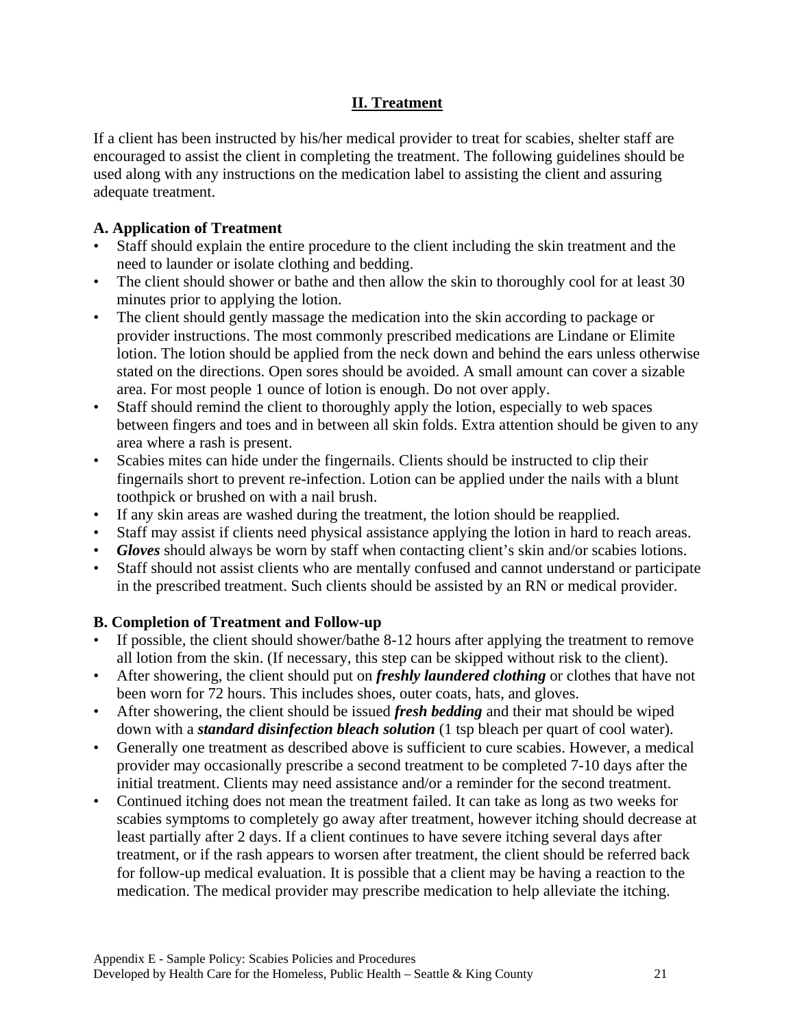## II. Treatment

If a client has been instructed by his/her medical provider to treat for scabies, shelter staff are encouraged to assist the client in completing the treatment. The following guidelines should be used along with any instructions on the medication label to assisting the client and assuring adequate treatment.

### A. Application of Treatment

- Staff should explain the entire procedure to the client including the skin treatment and the need to launder or isolate clothing and bedding.
- The client should shower or bathe and then allow the skin to thoroughly cool for at least 30 minutes prior to applying the lotion.
- The client should gently massage the medication into the skin according to package or provider instructions. The most commonly prescribed medications are Lindane or Elimite lotion. The lotion should be applied from the neck down and behind the ears unless otherwise stated on the directions. Open sores should be avoided. A small amount can cover a sizable area. For most people 1 ounce of lotion is enough. Do not over apply.
- Staff should remind the client to thoroughly apply the lotion, especially to web spaces between fingers and toes and in between all skin folds. Extra attention should be given to any area where a rash is present.
- Scabies mites can hide under the fingernails. Clients should be instructed to clip their fingernails short to prevent re-infection. Lotion can be applied under the nails with a blunt toothpick or brushed on with a nail brush.
- If any skin areas are washed during the treatment, the lotion should be reapplied.
- Staff may assist if clients need physical assistance applying the lotion in hard to reach areas.
- ***Gloves*** should always be worn by staff when contacting client's skin and/or scabies lotions.
- Staff should not assist clients who are mentally confused and cannot understand or participate in the prescribed treatment. Such clients should be assisted by an RN or medical provider.

### B. Completion of Treatment and Follow-up

- If possible, the client should shower/bathe 8-12 hours after applying the treatment to remove all lotion from the skin. (If necessary, this step can be skipped without risk to the client).
- After showering, the client should put on ***freshly laundered clothing*** or clothes that have not been worn for 72 hours. This includes shoes, outer coats, hats, and gloves.
- After showering, the client should be issued ***fresh bedding*** and their mat should be wiped down with a ***standard disinfection bleach solution*** (1 tsp bleach per quart of cool water).
- Generally one treatment as described above is sufficient to cure scabies. However, a medical provider may occasionally prescribe a second treatment to be completed 7-10 days after the initial treatment. Clients may need assistance and/or a reminder for the second treatment.
- Continued itching does not mean the treatment failed. It can take as long as two weeks for scabies symptoms to completely go away after treatment, however itching should decrease at least partially after 2 days. If a client continues to have severe itching several days after treatment, or if the rash appears to worsen after treatment, the client should be referred back for follow-up medical evaluation. It is possible that a client may be having a reaction to the medication. The medical provider may prescribe medication to help alleviate the itching.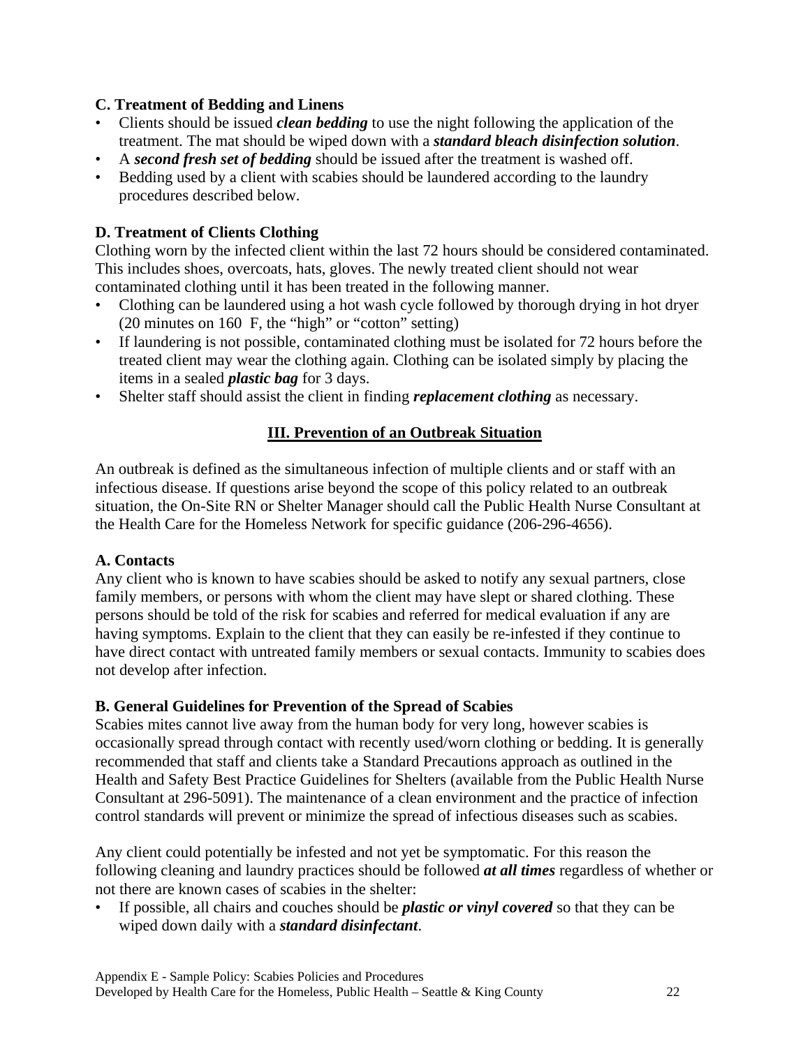### C. Treatment of Bedding and Linens

- Clients should be issued ***clean bedding*** to use the night following the application of the treatment. The mat should be wiped down with a ***standard bleach disinfection solution***.
- A ***second fresh set of bedding*** should be issued after the treatment is washed off.
- Bedding used by a client with scabies should be laundered according to the laundry procedures described below.

### D. Treatment of Clients Clothing

Clothing worn by the infected client within the last 72 hours should be considered contaminated. This includes shoes, overcoats, hats, gloves. The newly treated client should not wear contaminated clothing until it has been treated in the following manner.

- Clothing can be laundered using a hot wash cycle followed by thorough drying in hot dryer (20 minutes on 160 F, the "high" or "cotton" setting)
- If laundering is not possible, contaminated clothing must be isolated for 72 hours before the treated client may wear the clothing again. Clothing can be isolated simply by placing the items in a sealed ***plastic bag*** for 3 days.
- Shelter staff should assist the client in finding ***replacement clothing*** as necessary.

## III. Prevention of an Outbreak Situation

An outbreak is defined as the simultaneous infection of multiple clients and or staff with an infectious disease. If questions arise beyond the scope of this policy related to an outbreak situation, the On-Site RN or Shelter Manager should call the Public Health Nurse Consultant at the Health Care for the Homeless Network for specific guidance (206-296-4656).

### A. Contacts

Any client who is known to have scabies should be asked to notify any sexual partners, close family members, or persons with whom the client may have slept or shared clothing. These persons should be told of the risk for scabies and referred for medical evaluation if any are having symptoms. Explain to the client that they can easily be re-infested if they continue to have direct contact with untreated family members or sexual contacts. Immunity to scabies does not develop after infection.

### B. General Guidelines for Prevention of the Spread of Scabies

Scabies mites cannot live away from the human body for very long, however scabies is occasionally spread through contact with recently used/worn clothing or bedding. It is generally recommended that staff and clients take a Standard Precautions approach as outlined in the Health and Safety Best Practice Guidelines for Shelters (available from the Public Health Nurse Consultant at 296-5091). The maintenance of a clean environment and the practice of infection control standards will prevent or minimize the spread of infectious diseases such as scabies.

Any client could potentially be infested and not yet be symptomatic. For this reason the following cleaning and laundry practices should be followed ***at all times*** regardless of whether or not there are known cases of scabies in the shelter:

- If possible, all chairs and couches should be ***plastic or vinyl covered*** so that they can be wiped down daily with a ***standard disinfectant***.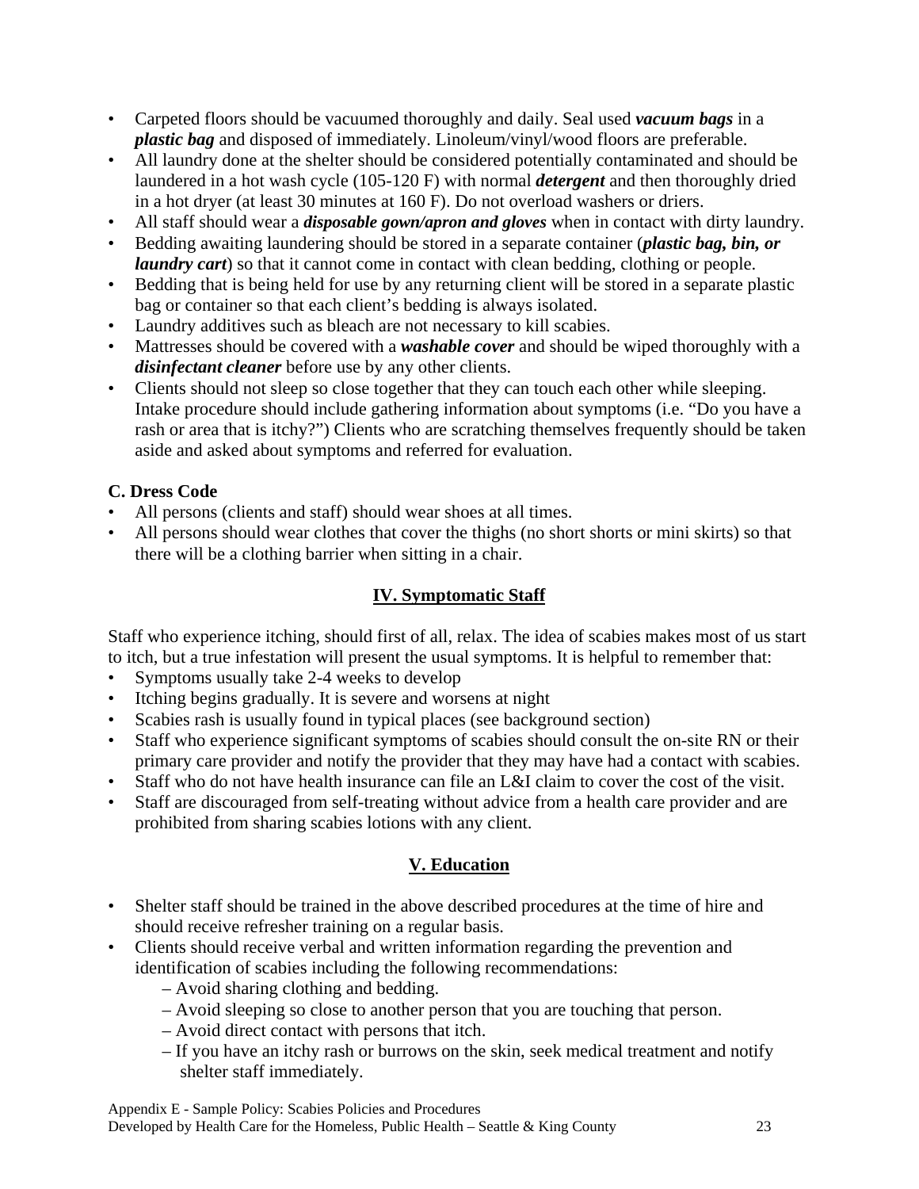- Carpeted floors should be vacuumed thoroughly and daily. Seal used ***vacuum bags*** in a ***plastic bag*** and disposed of immediately. Linoleum/vinyl/wood floors are preferable.
- All laundry done at the shelter should be considered potentially contaminated and should be laundered in a hot wash cycle (105-120 F) with normal ***detergent*** and then thoroughly dried in a hot dryer (at least 30 minutes at 160 F). Do not overload washers or driers.
- All staff should wear a ***disposable gown/apron and gloves*** when in contact with dirty laundry.
- Bedding awaiting laundering should be stored in a separate container (***plastic bag, bin, or laundry cart***) so that it cannot come in contact with clean bedding, clothing or people.
- Bedding that is being held for use by any returning client will be stored in a separate plastic bag or container so that each client's bedding is always isolated.
- Laundry additives such as bleach are not necessary to kill scabies.
- Mattresses should be covered with a ***washable cover*** and should be wiped thoroughly with a ***disinfectant cleaner*** before use by any other clients.
- Clients should not sleep so close together that they can touch each other while sleeping. Intake procedure should include gathering information about symptoms (i.e. "Do you have a rash or area that is itchy?") Clients who are scratching themselves frequently should be taken aside and asked about symptoms and referred for evaluation.

**C. Dress Code**

- All persons (clients and staff) should wear shoes at all times.
- All persons should wear clothes that cover the thighs (no short shorts or mini skirts) so that there will be a clothing barrier when sitting in a chair.

## IV. Symptomatic Staff

Staff who experience itching, should first of all, relax. The idea of scabies makes most of us start to itch, but a true infestation will present the usual symptoms. It is helpful to remember that:

- Symptoms usually take 2-4 weeks to develop
- Itching begins gradually. It is severe and worsens at night
- Scabies rash is usually found in typical places (see background section)
- Staff who experience significant symptoms of scabies should consult the on-site RN or their primary care provider and notify the provider that they may have had a contact with scabies.
- Staff who do not have health insurance can file an L&I claim to cover the cost of the visit.
- Staff are discouraged from self-treating without advice from a health care provider and are prohibited from sharing scabies lotions with any client.

## V. Education

- Shelter staff should be trained in the above described procedures at the time of hire and should receive refresher training on a regular basis.
- Clients should receive verbal and written information regarding the prevention and identification of scabies including the following recommendations:
  - Avoid sharing clothing and bedding.
  - Avoid sleeping so close to another person that you are touching that person.
  - Avoid direct contact with persons that itch.
  - If you have an itchy rash or burrows on the skin, seek medical treatment and notify shelter staff immediately.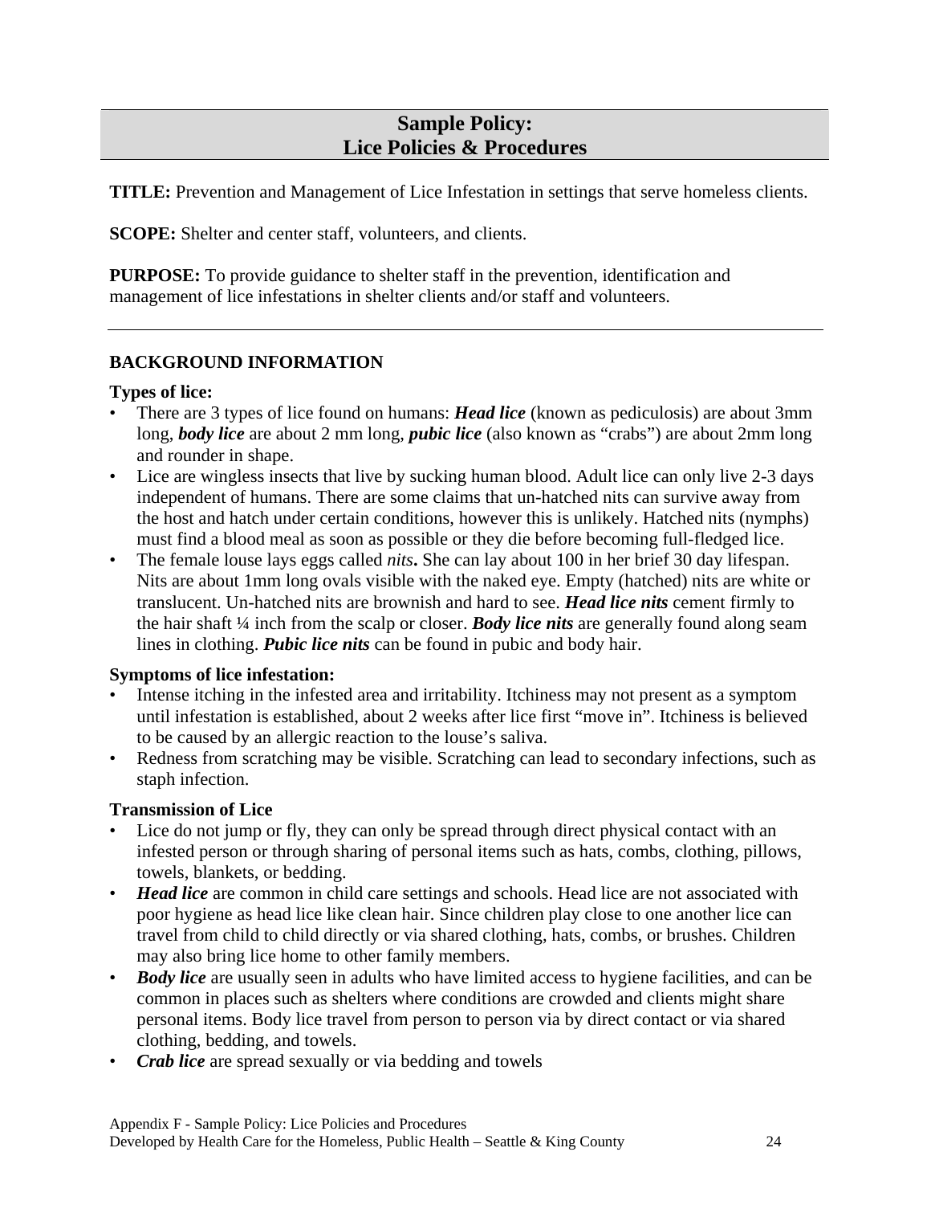# Sample Policy:
# Lice Policies & Procedures

**TITLE:** Prevention and Management of Lice Infestation in settings that serve homeless clients.

**SCOPE:** Shelter and center staff, volunteers, and clients.

**PURPOSE:** To provide guidance to shelter staff in the prevention, identification and management of lice infestations in shelter clients and/or staff and volunteers.

---

## BACKGROUND INFORMATION

### Types of lice:

- There are 3 types of lice found on humans: ***Head lice*** (known as pediculosis) are about 3mm long, ***body lice*** are about 2 mm long, ***pubic lice*** (also known as "crabs") are about 2mm long and rounder in shape.
- Lice are wingless insects that live by sucking human blood. Adult lice can only live 2-3 days independent of humans. There are some claims that un-hatched nits can survive away from the host and hatch under certain conditions, however this is unlikely. Hatched nits (nymphs) must find a blood meal as soon as possible or they die before becoming full-fledged lice.
- The female louse lays eggs called *nits***.** She can lay about 100 in her brief 30 day lifespan. Nits are about 1mm long ovals visible with the naked eye. Empty (hatched) nits are white or translucent. Un-hatched nits are brownish and hard to see. ***Head lice nits*** cement firmly to the hair shaft ¼ inch from the scalp or closer. ***Body lice nits*** are generally found along seam lines in clothing. ***Pubic lice nits*** can be found in pubic and body hair.

### Symptoms of lice infestation:

- Intense itching in the infested area and irritability. Itchiness may not present as a symptom until infestation is established, about 2 weeks after lice first "move in". Itchiness is believed to be caused by an allergic reaction to the louse's saliva.
- Redness from scratching may be visible. Scratching can lead to secondary infections, such as staph infection.

### Transmission of Lice

- Lice do not jump or fly, they can only be spread through direct physical contact with an infested person or through sharing of personal items such as hats, combs, clothing, pillows, towels, blankets, or bedding.
- ***Head lice*** are common in child care settings and schools. Head lice are not associated with poor hygiene as head lice like clean hair. Since children play close to one another lice can travel from child to child directly or via shared clothing, hats, combs, or brushes. Children may also bring lice home to other family members.
- ***Body lice*** are usually seen in adults who have limited access to hygiene facilities, and can be common in places such as shelters where conditions are crowded and clients might share personal items. Body lice travel from person to person via by direct contact or via shared clothing, bedding, and towels.
- ***Crab lice*** are spread sexually or via bedding and towels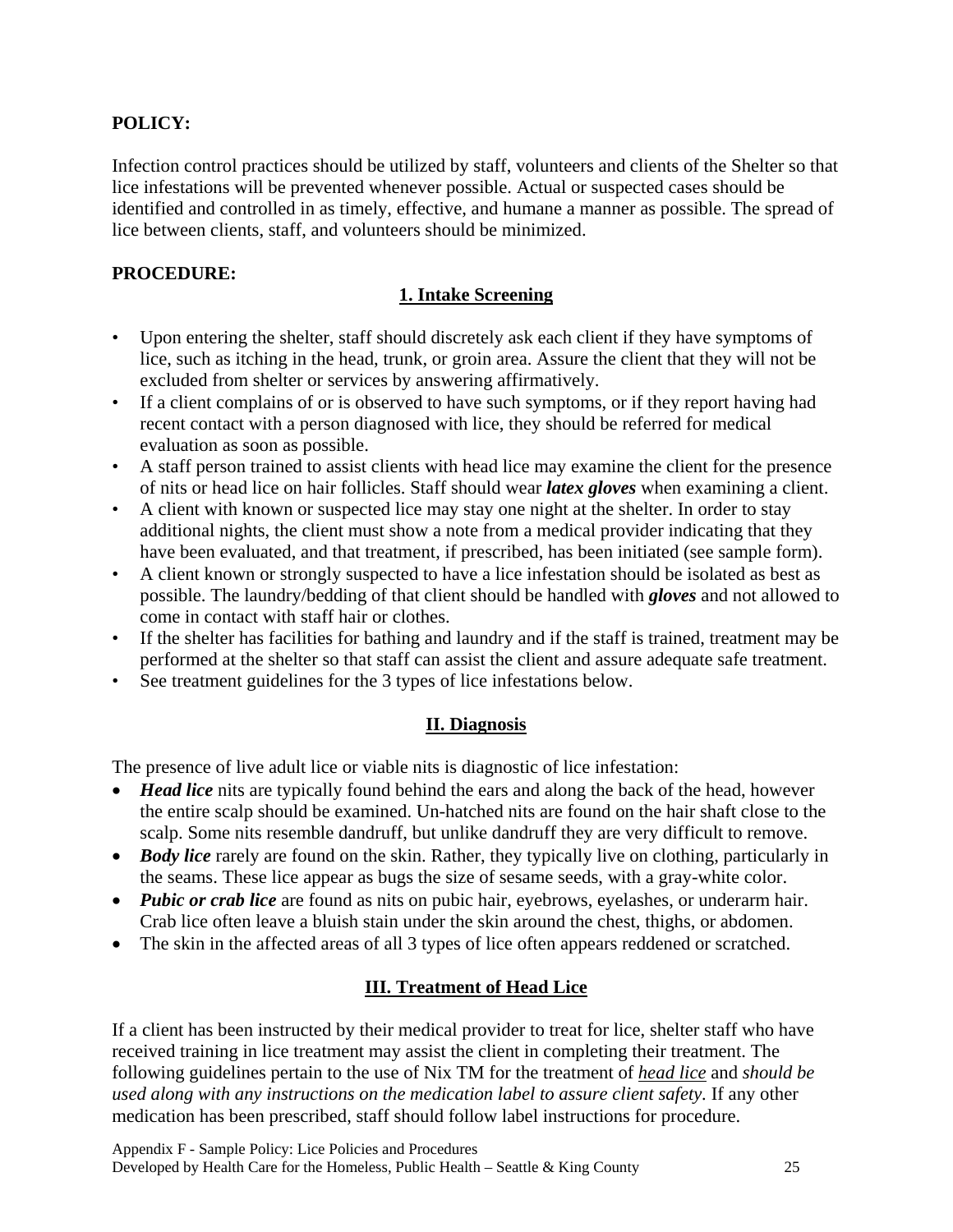**POLICY:**

Infection control practices should be utilized by staff, volunteers and clients of the Shelter so that lice infestations will be prevented whenever possible. Actual or suspected cases should be identified and controlled in as timely, effective, and humane a manner as possible. The spread of lice between clients, staff, and volunteers should be minimized.

**PROCEDURE:**

## 1. Intake Screening

- Upon entering the shelter, staff should discretely ask each client if they have symptoms of lice, such as itching in the head, trunk, or groin area. Assure the client that they will not be excluded from shelter or services by answering affirmatively.
- If a client complains of or is observed to have such symptoms, or if they report having had recent contact with a person diagnosed with lice, they should be referred for medical evaluation as soon as possible.
- A staff person trained to assist clients with head lice may examine the client for the presence of nits or head lice on hair follicles. Staff should wear ***latex gloves*** when examining a client.
- A client with known or suspected lice may stay one night at the shelter. In order to stay additional nights, the client must show a note from a medical provider indicating that they have been evaluated, and that treatment, if prescribed, has been initiated (see sample form).
- A client known or strongly suspected to have a lice infestation should be isolated as best as possible. The laundry/bedding of that client should be handled with ***gloves*** and not allowed to come in contact with staff hair or clothes.
- If the shelter has facilities for bathing and laundry and if the staff is trained, treatment may be performed at the shelter so that staff can assist the client and assure adequate safe treatment.
- See treatment guidelines for the 3 types of lice infestations below.

## II. Diagnosis

The presence of live adult lice or viable nits is diagnostic of lice infestation:

- ***Head lice*** nits are typically found behind the ears and along the back of the head, however the entire scalp should be examined. Un-hatched nits are found on the hair shaft close to the scalp. Some nits resemble dandruff, but unlike dandruff they are very difficult to remove.
- ***Body lice*** rarely are found on the skin. Rather, they typically live on clothing, particularly in the seams. These lice appear as bugs the size of sesame seeds, with a gray-white color.
- ***Pubic or crab lice*** are found as nits on pubic hair, eyebrows, eyelashes, or underarm hair. Crab lice often leave a bluish stain under the skin around the chest, thighs, or abdomen.
- The skin in the affected areas of all 3 types of lice often appears reddened or scratched.

## III. Treatment of Head Lice

If a client has been instructed by their medical provider to treat for lice, shelter staff who have received training in lice treatment may assist the client in completing their treatment. The following guidelines pertain to the use of Nix TM for the treatment of <u>*head lice*</u> and *should be used along with any instructions on the medication label to assure client safety.* If any other medication has been prescribed, staff should follow label instructions for procedure.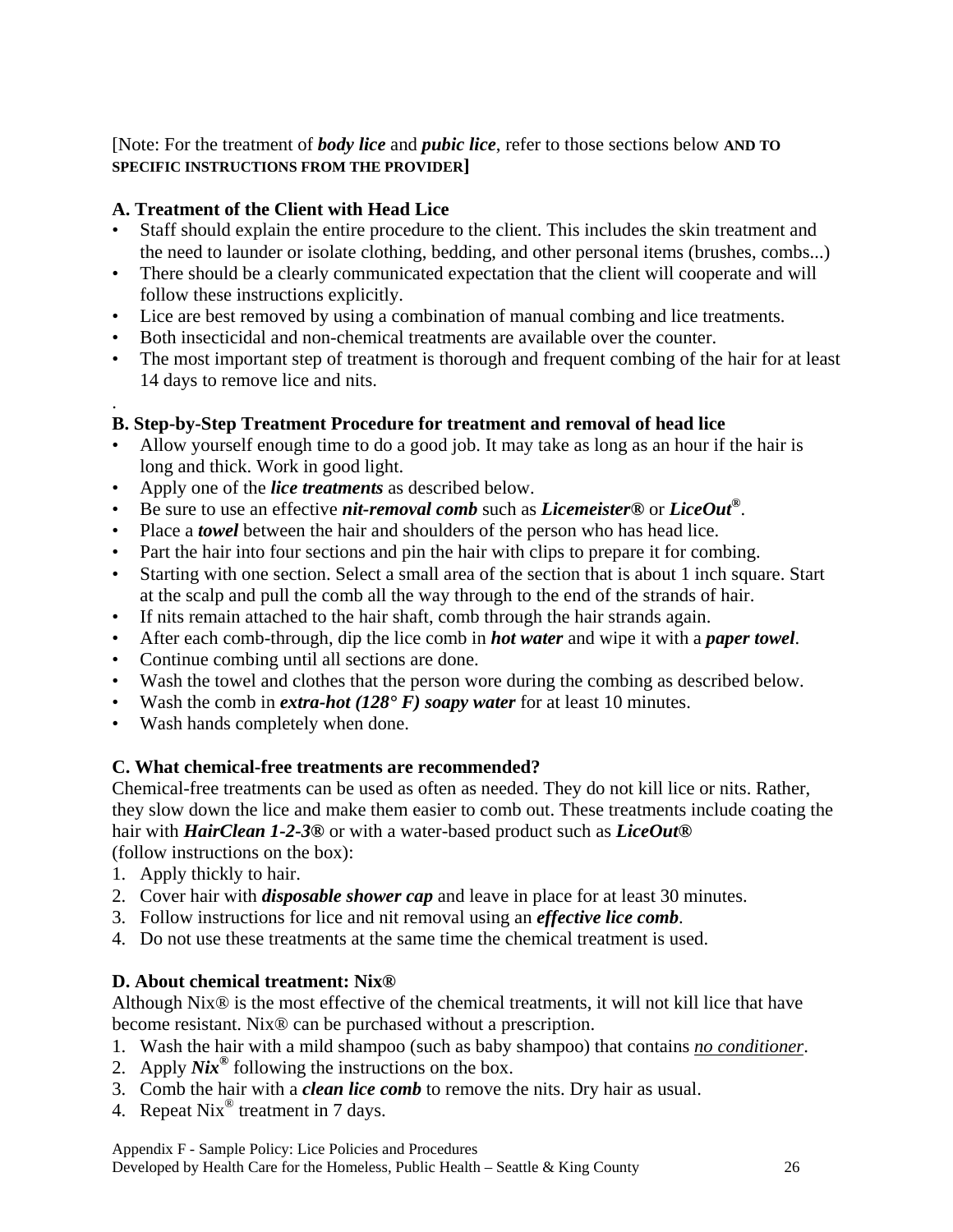[Note: For the treatment of ***body lice*** and ***pubic lice***, refer to those sections below **AND TO SPECIFIC INSTRUCTIONS FROM THE PROVIDER**]

**A. Treatment of the Client with Head Lice**

- Staff should explain the entire procedure to the client. This includes the skin treatment and the need to launder or isolate clothing, bedding, and other personal items (brushes, combs...)
- There should be a clearly communicated expectation that the client will cooperate and will follow these instructions explicitly.
- Lice are best removed by using a combination of manual combing and lice treatments.
- Both insecticidal and non-chemical treatments are available over the counter.
- The most important step of treatment is thorough and frequent combing of the hair for at least 14 days to remove lice and nits.

.

**B. Step-by-Step Treatment Procedure for treatment and removal of head lice**

- Allow yourself enough time to do a good job. It may take as long as an hour if the hair is long and thick. Work in good light.
- Apply one of the ***lice treatments*** as described below.
- Be sure to use an effective ***nit-removal comb*** such as ***Licemeister®*** or ***LiceOut®***.
- Place a ***towel*** between the hair and shoulders of the person who has head lice.
- Part the hair into four sections and pin the hair with clips to prepare it for combing.
- Starting with one section. Select a small area of the section that is about 1 inch square. Start at the scalp and pull the comb all the way through to the end of the strands of hair.
- If nits remain attached to the hair shaft, comb through the hair strands again.
- After each comb-through, dip the lice comb in ***hot water*** and wipe it with a ***paper towel***.
- Continue combing until all sections are done.
- Wash the towel and clothes that the person wore during the combing as described below.
- Wash the comb in ***extra-hot (128° F) soapy water*** for at least 10 minutes.
- Wash hands completely when done.

**C. What chemical-free treatments are recommended?**

Chemical-free treatments can be used as often as needed. They do not kill lice or nits. Rather, they slow down the lice and make them easier to comb out. These treatments include coating the hair with ***HairClean 1-2-3®*** or with a water-based product such as ***LiceOut®*** (follow instructions on the box):

1. Apply thickly to hair.
2. Cover hair with ***disposable shower cap*** and leave in place for at least 30 minutes.
3. Follow instructions for lice and nit removal using an ***effective lice comb***.
4. Do not use these treatments at the same time the chemical treatment is used.

**D. About chemical treatment: Nix®**

Although Nix® is the most effective of the chemical treatments, it will not kill lice that have become resistant. Nix® can be purchased without a prescription.

1. Wash the hair with a mild shampoo (such as baby shampoo) that contains <u>*no conditioner*</u>.
2. Apply ***Nix®*** following the instructions on the box.
3. Comb the hair with a ***clean lice comb*** to remove the nits. Dry hair as usual.
4. Repeat Nix® treatment in 7 days.

Appendix F - Sample Policy: Lice Policies and Procedures
Developed by Health Care for the Homeless, Public Health – Seattle & King County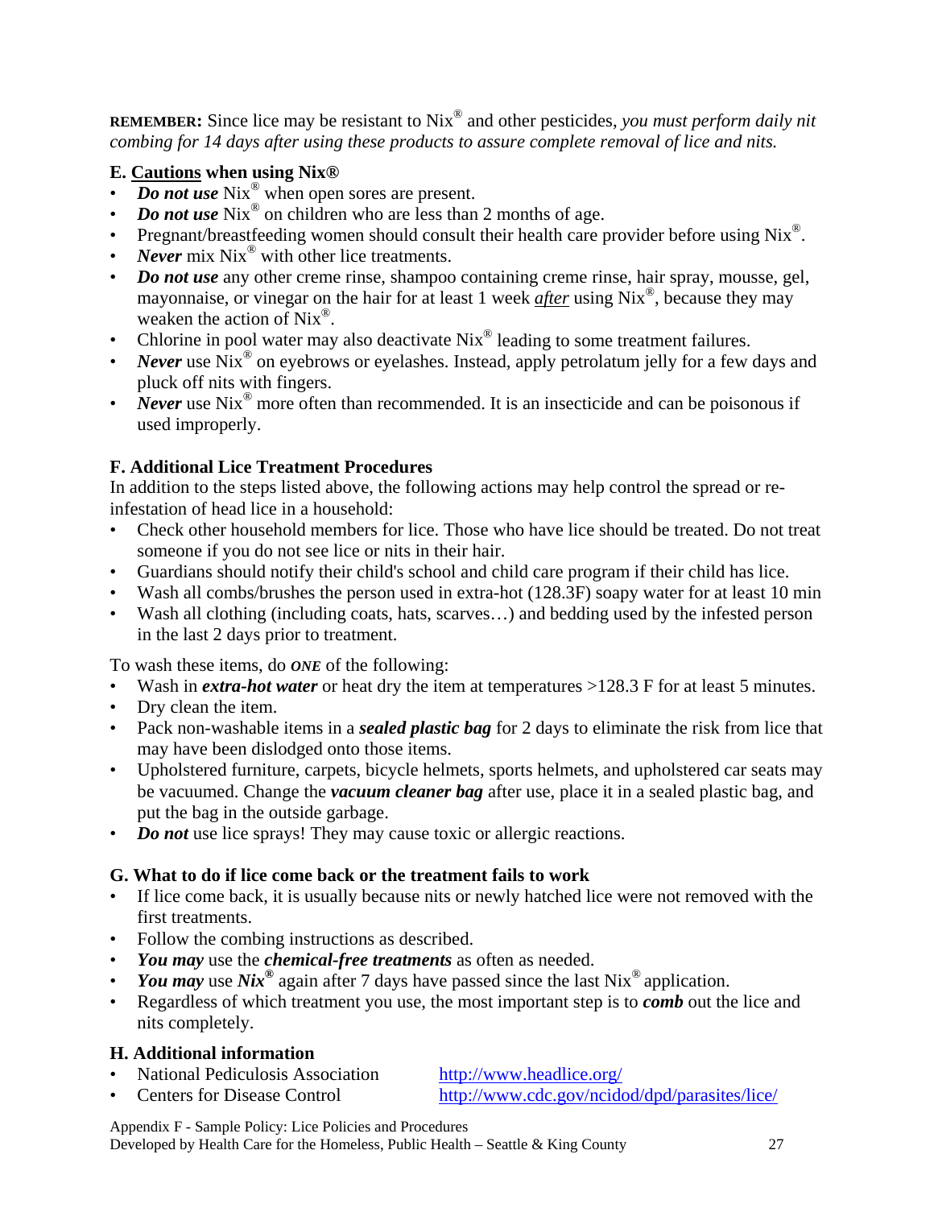**REMEMBER:** Since lice may be resistant to Nix® and other pesticides, *you must perform daily nit combing for 14 days after using these products to assure complete removal of lice and nits.*

### E. <u>Cautions</u> when using Nix®

- ***Do not use*** Nix® when open sores are present.
- ***Do not use*** Nix® on children who are less than 2 months of age.
- Pregnant/breastfeeding women should consult their health care provider before using Nix®.
- ***Never*** mix Nix® with other lice treatments.
- ***Do not use*** any other creme rinse, shampoo containing creme rinse, hair spray, mousse, gel, mayonnaise, or vinegar on the hair for at least 1 week <u>*after*</u> using Nix®, because they may weaken the action of Nix®.
- Chlorine in pool water may also deactivate Nix® leading to some treatment failures.
- ***Never*** use Nix® on eyebrows or eyelashes. Instead, apply petrolatum jelly for a few days and pluck off nits with fingers.
- ***Never*** use Nix® more often than recommended. It is an insecticide and can be poisonous if used improperly.

### F. Additional Lice Treatment Procedures

In addition to the steps listed above, the following actions may help control the spread or re-infestation of head lice in a household:

- Check other household members for lice. Those who have lice should be treated. Do not treat someone if you do not see lice or nits in their hair.
- Guardians should notify their child's school and child care program if their child has lice.
- Wash all combs/brushes the person used in extra-hot (128.3F) soapy water for at least 10 min
- Wash all clothing (including coats, hats, scarves…) and bedding used by the infested person in the last 2 days prior to treatment.

To wash these items, do ***ONE*** of the following:

- Wash in ***extra-hot water*** or heat dry the item at temperatures >128.3 F for at least 5 minutes.
- Dry clean the item.
- Pack non-washable items in a ***sealed plastic bag*** for 2 days to eliminate the risk from lice that may have been dislodged onto those items.
- Upholstered furniture, carpets, bicycle helmets, sports helmets, and upholstered car seats may be vacuumed. Change the ***vacuum cleaner bag*** after use, place it in a sealed plastic bag, and put the bag in the outside garbage.
- ***Do not*** use lice sprays! They may cause toxic or allergic reactions.

### G. What to do if lice come back or the treatment fails to work

- If lice come back, it is usually because nits or newly hatched lice were not removed with the first treatments.
- Follow the combing instructions as described.
- ***You may*** use the ***chemical-free treatments*** as often as needed.
- ***You may*** use ***Nix®*** again after 7 days have passed since the last Nix® application.
- Regardless of which treatment you use, the most important step is to ***comb*** out the lice and nits completely.

### H. Additional information

- National Pediculosis Association http://www.headlice.org/
- Centers for Disease Control http://www.cdc.gov/ncidod/dpd/parasites/lice/

Appendix F - Sample Policy: Lice Policies and Procedures
Developed by Health Care for the Homeless, Public Health – Seattle & King County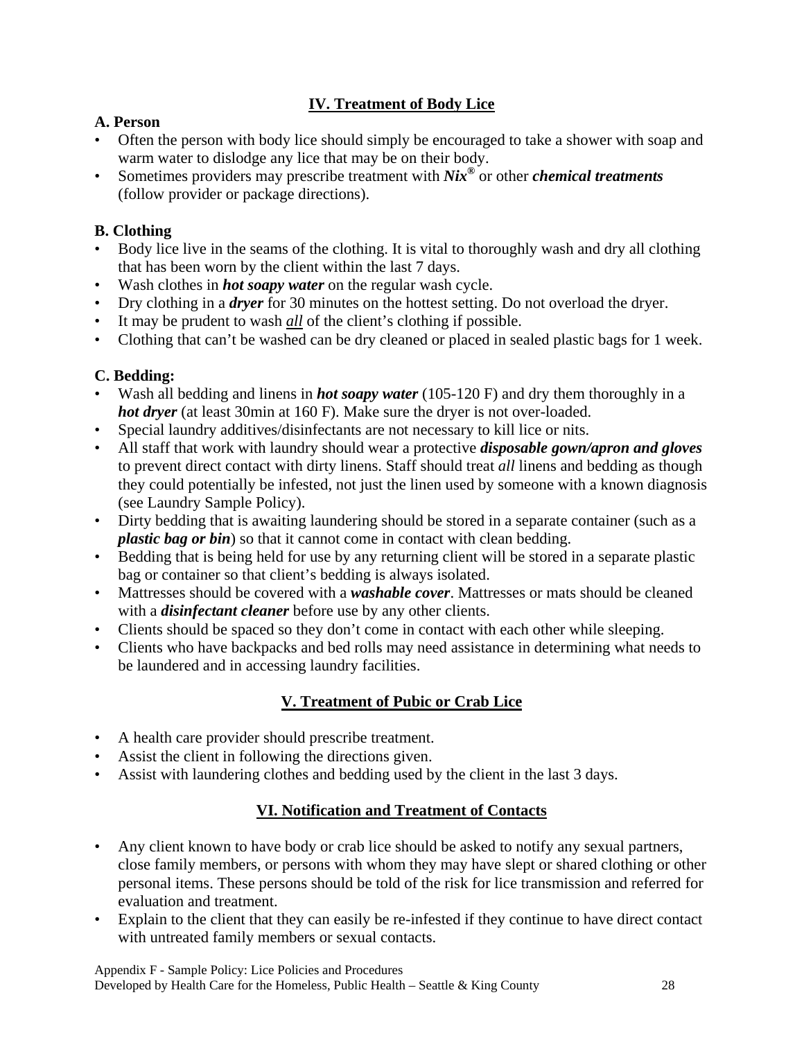## IV. Treatment of Body Lice

### A. Person

- Often the person with body lice should simply be encouraged to take a shower with soap and warm water to dislodge any lice that may be on their body.
- Sometimes providers may prescribe treatment with ***Nix®*** or other ***chemical treatments*** (follow provider or package directions).

### B. Clothing

- Body lice live in the seams of the clothing. It is vital to thoroughly wash and dry all clothing that has been worn by the client within the last 7 days.
- Wash clothes in ***hot soapy water*** on the regular wash cycle.
- Dry clothing in a ***dryer*** for 30 minutes on the hottest setting. Do not overload the dryer.
- It may be prudent to wash *all* of the client's clothing if possible.
- Clothing that can't be washed can be dry cleaned or placed in sealed plastic bags for 1 week.

### C. Bedding:

- Wash all bedding and linens in ***hot soapy water*** (105-120 F) and dry them thoroughly in a ***hot dryer*** (at least 30min at 160 F). Make sure the dryer is not over-loaded.
- Special laundry additives/disinfectants are not necessary to kill lice or nits.
- All staff that work with laundry should wear a protective ***disposable gown/apron and gloves*** to prevent direct contact with dirty linens. Staff should treat *all* linens and bedding as though they could potentially be infested, not just the linen used by someone with a known diagnosis (see Laundry Sample Policy).
- Dirty bedding that is awaiting laundering should be stored in a separate container (such as a ***plastic bag or bin***) so that it cannot come in contact with clean bedding.
- Bedding that is being held for use by any returning client will be stored in a separate plastic bag or container so that client's bedding is always isolated.
- Mattresses should be covered with a ***washable cover***. Mattresses or mats should be cleaned with a ***disinfectant cleaner*** before use by any other clients.
- Clients should be spaced so they don't come in contact with each other while sleeping.
- Clients who have backpacks and bed rolls may need assistance in determining what needs to be laundered and in accessing laundry facilities.

## V. Treatment of Pubic or Crab Lice

- A health care provider should prescribe treatment.
- Assist the client in following the directions given.
- Assist with laundering clothes and bedding used by the client in the last 3 days.

## VI. Notification and Treatment of Contacts

- Any client known to have body or crab lice should be asked to notify any sexual partners, close family members, or persons with whom they may have slept or shared clothing or other personal items. These persons should be told of the risk for lice transmission and referred for evaluation and treatment.
- Explain to the client that they can easily be re-infested if they continue to have direct contact with untreated family members or sexual contacts.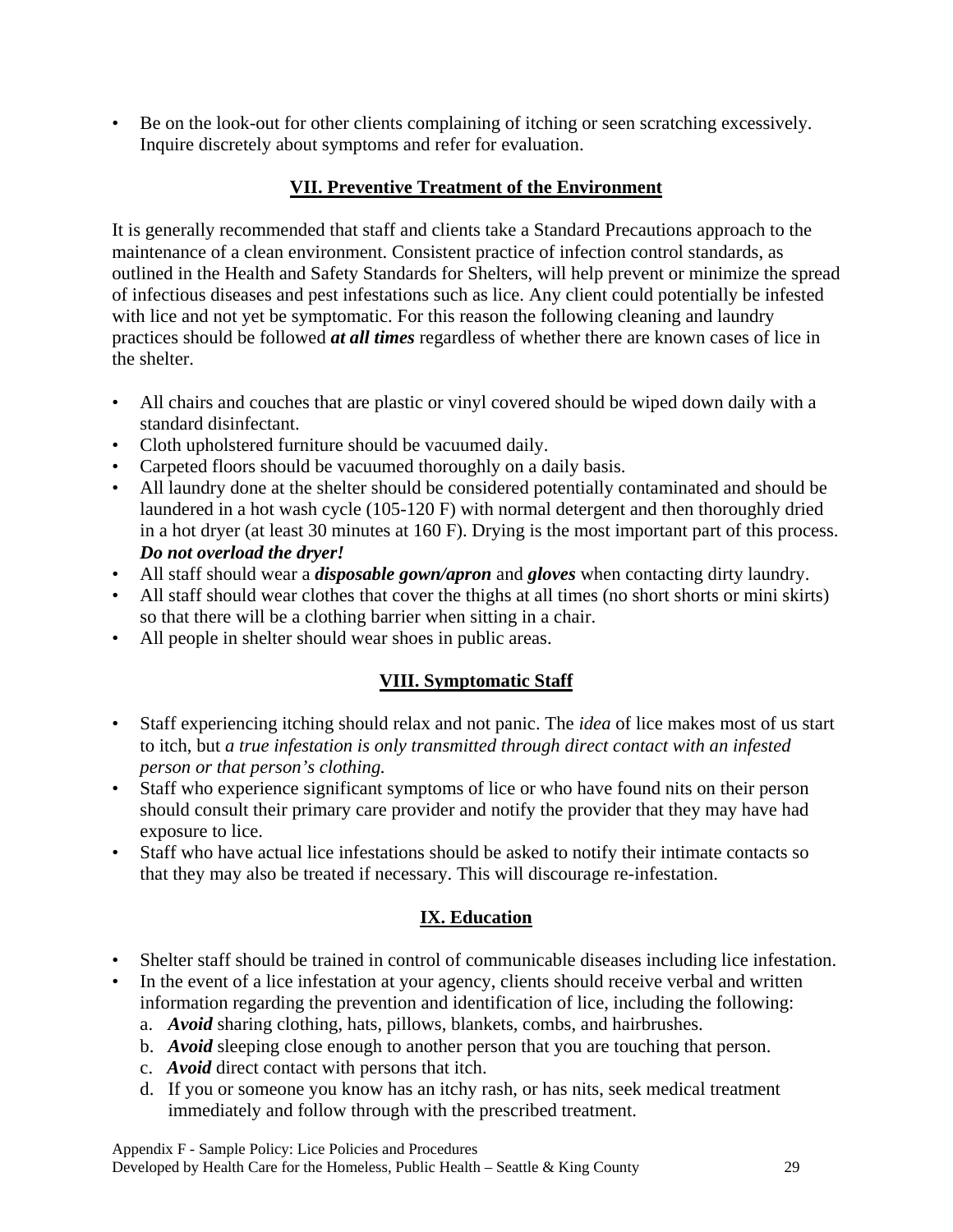- Be on the look-out for other clients complaining of itching or seen scratching excessively. Inquire discretely about symptoms and refer for evaluation.

## VII. Preventive Treatment of the Environment

It is generally recommended that staff and clients take a Standard Precautions approach to the maintenance of a clean environment. Consistent practice of infection control standards, as outlined in the Health and Safety Standards for Shelters, will help prevent or minimize the spread of infectious diseases and pest infestations such as lice. Any client could potentially be infested with lice and not yet be symptomatic. For this reason the following cleaning and laundry practices should be followed ***at all times*** regardless of whether there are known cases of lice in the shelter.

- All chairs and couches that are plastic or vinyl covered should be wiped down daily with a standard disinfectant.
- Cloth upholstered furniture should be vacuumed daily.
- Carpeted floors should be vacuumed thoroughly on a daily basis.
- All laundry done at the shelter should be considered potentially contaminated and should be laundered in a hot wash cycle (105-120 F) with normal detergent and then thoroughly dried in a hot dryer (at least 30 minutes at 160 F). Drying is the most important part of this process. ***Do not overload the dryer!***
- All staff should wear a ***disposable gown/apron*** and ***gloves*** when contacting dirty laundry.
- All staff should wear clothes that cover the thighs at all times (no short shorts or mini skirts) so that there will be a clothing barrier when sitting in a chair.
- All people in shelter should wear shoes in public areas.

## VIII. Symptomatic Staff

- Staff experiencing itching should relax and not panic. The *idea* of lice makes most of us start to itch, but *a true infestation is only transmitted through direct contact with an infested person or that person's clothing.*
- Staff who experience significant symptoms of lice or who have found nits on their person should consult their primary care provider and notify the provider that they may have had exposure to lice.
- Staff who have actual lice infestations should be asked to notify their intimate contacts so that they may also be treated if necessary. This will discourage re-infestation.

## IX. Education

- Shelter staff should be trained in control of communicable diseases including lice infestation.
- In the event of a lice infestation at your agency, clients should receive verbal and written information regarding the prevention and identification of lice, including the following:
  a. ***Avoid*** sharing clothing, hats, pillows, blankets, combs, and hairbrushes.
  b. ***Avoid*** sleeping close enough to another person that you are touching that person.
  c. ***Avoid*** direct contact with persons that itch.
  d. If you or someone you know has an itchy rash, or has nits, seek medical treatment immediately and follow through with the prescribed treatment.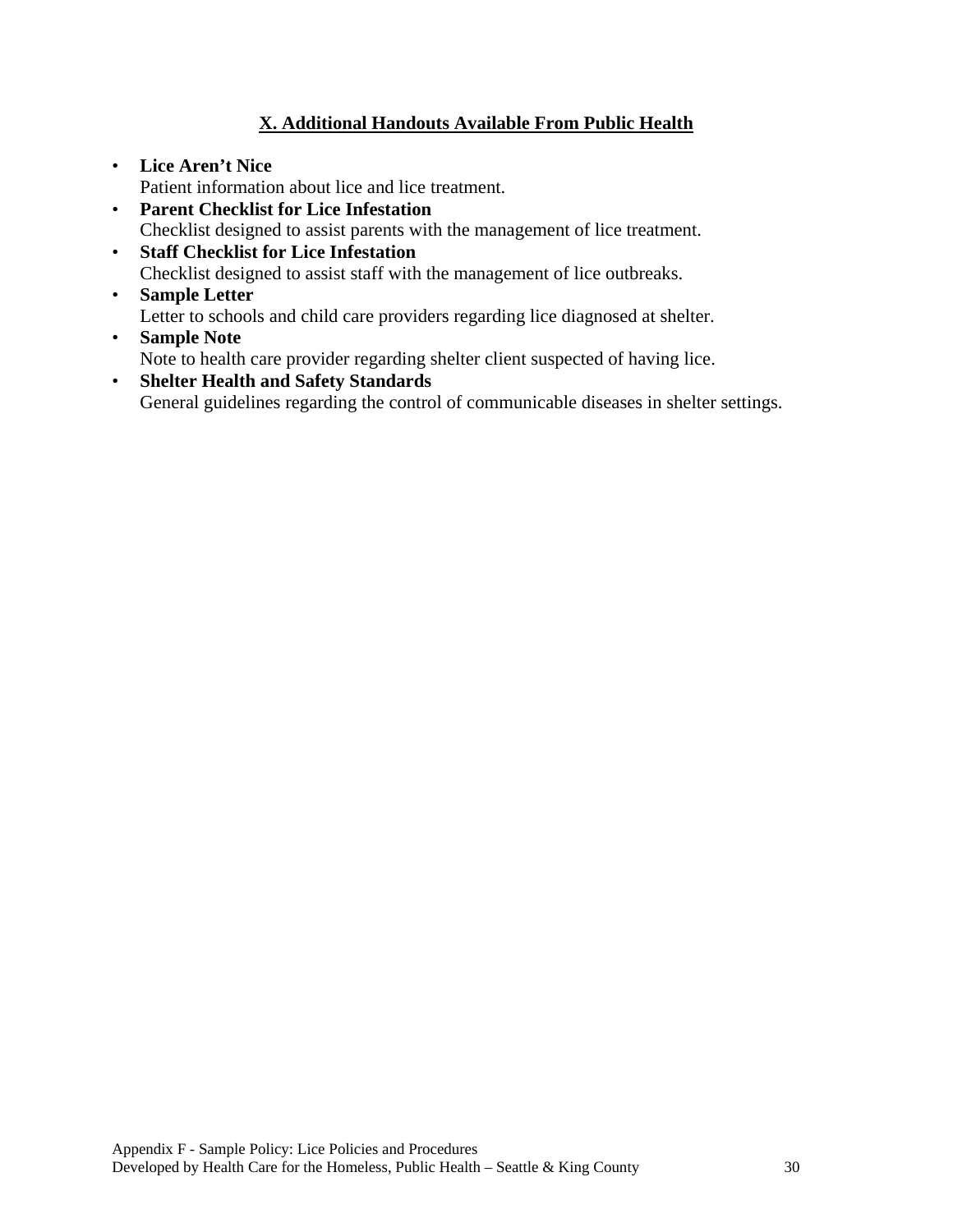## X. Additional Handouts Available From Public Health

- **Lice Aren't Nice**
  Patient information about lice and lice treatment.
- **Parent Checklist for Lice Infestation**
  Checklist designed to assist parents with the management of lice treatment.
- **Staff Checklist for Lice Infestation**
  Checklist designed to assist staff with the management of lice outbreaks.
- **Sample Letter**
  Letter to schools and child care providers regarding lice diagnosed at shelter.
- **Sample Note**
  Note to health care provider regarding shelter client suspected of having lice.
- **Shelter Health and Safety Standards**
  General guidelines regarding the control of communicable diseases in shelter settings.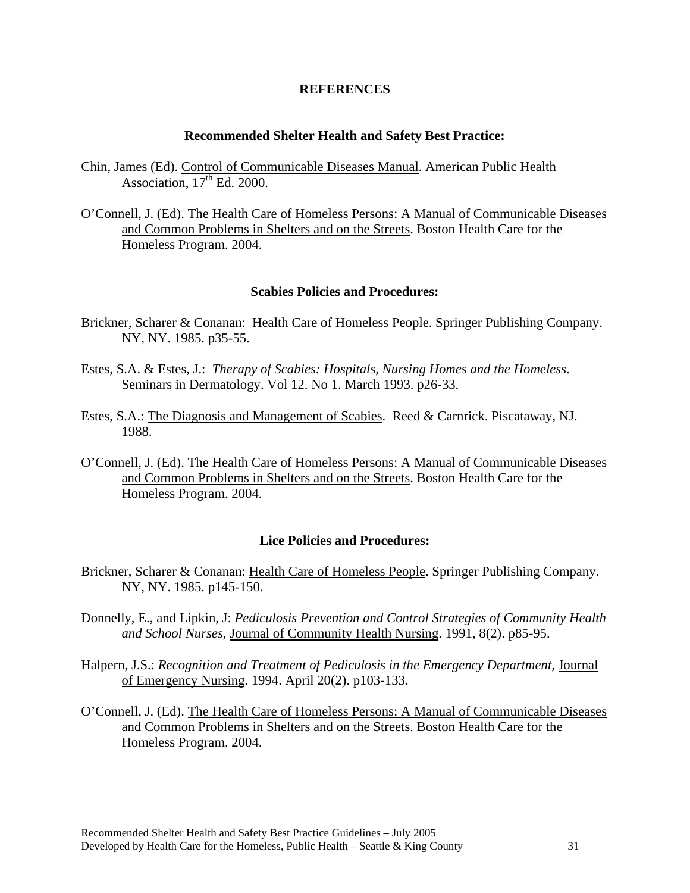# REFERENCES

## Recommended Shelter Health and Safety Best Practice:

Chin, James (Ed). Control of Communicable Diseases Manual. American Public Health Association, 17th Ed. 2000.

O'Connell, J. (Ed). The Health Care of Homeless Persons: A Manual of Communicable Diseases and Common Problems in Shelters and on the Streets. Boston Health Care for the Homeless Program. 2004.

## Scabies Policies and Procedures:

Brickner, Scharer & Conanan: Health Care of Homeless People. Springer Publishing Company. NY, NY. 1985. p35-55.

Estes, S.A. & Estes, J.: *Therapy of Scabies: Hospitals, Nursing Homes and the Homeless*. Seminars in Dermatology. Vol 12. No 1. March 1993. p26-33.

Estes, S.A.: The Diagnosis and Management of Scabies. Reed & Carnrick. Piscataway, NJ. 1988.

O'Connell, J. (Ed). The Health Care of Homeless Persons: A Manual of Communicable Diseases and Common Problems in Shelters and on the Streets. Boston Health Care for the Homeless Program. 2004.

## Lice Policies and Procedures:

Brickner, Scharer & Conanan: Health Care of Homeless People. Springer Publishing Company. NY, NY. 1985. p145-150.

Donnelly, E., and Lipkin, J: *Pediculosis Prevention and Control Strategies of Community Health and School Nurses,* Journal of Community Health Nursing. 1991, 8(2). p85-95.

Halpern, J.S.: *Recognition and Treatment of Pediculosis in the Emergency Department,* Journal of Emergency Nursing. 1994. April 20(2). p103-133.

O'Connell, J. (Ed). The Health Care of Homeless Persons: A Manual of Communicable Diseases and Common Problems in Shelters and on the Streets. Boston Health Care for the Homeless Program. 2004.